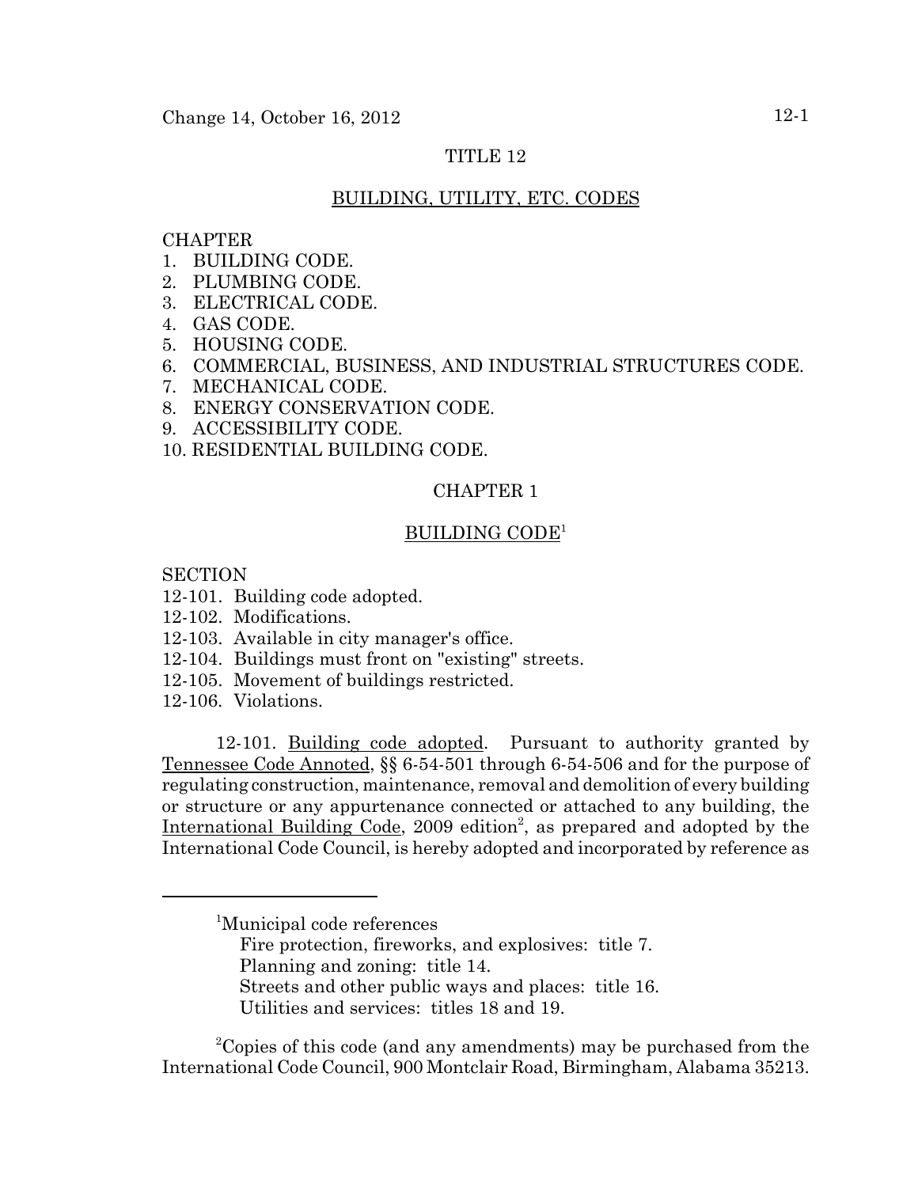# TITLE 12

## BUILDING, UTILITY, ETC. CODES

CHAPTER

1. BUILDING CODE.
2. PLUMBING CODE.
3. ELECTRICAL CODE.
4. GAS CODE.
5. HOUSING CODE.
6. COMMERCIAL, BUSINESS, AND INDUSTRIAL STRUCTURES CODE.
7. MECHANICAL CODE.
8. ENERGY CONSERVATION CODE.
9. ACCESSIBILITY CODE.
10. RESIDENTIAL BUILDING CODE.

## CHAPTER 1

## BUILDING CODE[1]

SECTION

12-101. Building code adopted.
12-102. Modifications.
12-103. Available in city manager's office.
12-104. Buildings must front on "existing" streets.
12-105. Movement of buildings restricted.
12-106. Violations.

12-101. Building code adopted. Pursuant to authority granted by Tennessee Code Annoted, §§ 6-54-501 through 6-54-506 and for the purpose of regulating construction, maintenance, removal and demolition of every building or structure or any appurtenance connected or attached to any building, the International Building Code, 2009 edition[2], as prepared and adopted by the International Code Council, is hereby adopted and incorporated by reference as

---

[1]Municipal code references
Fire protection, fireworks, and explosives: title 7.
Planning and zoning: title 14.
Streets and other public ways and places: title 16.
Utilities and services: titles 18 and 19.

[2]Copies of this code (and any amendments) may be purchased from the International Code Council, 900 Montclair Road, Birmingham, Alabama 35213.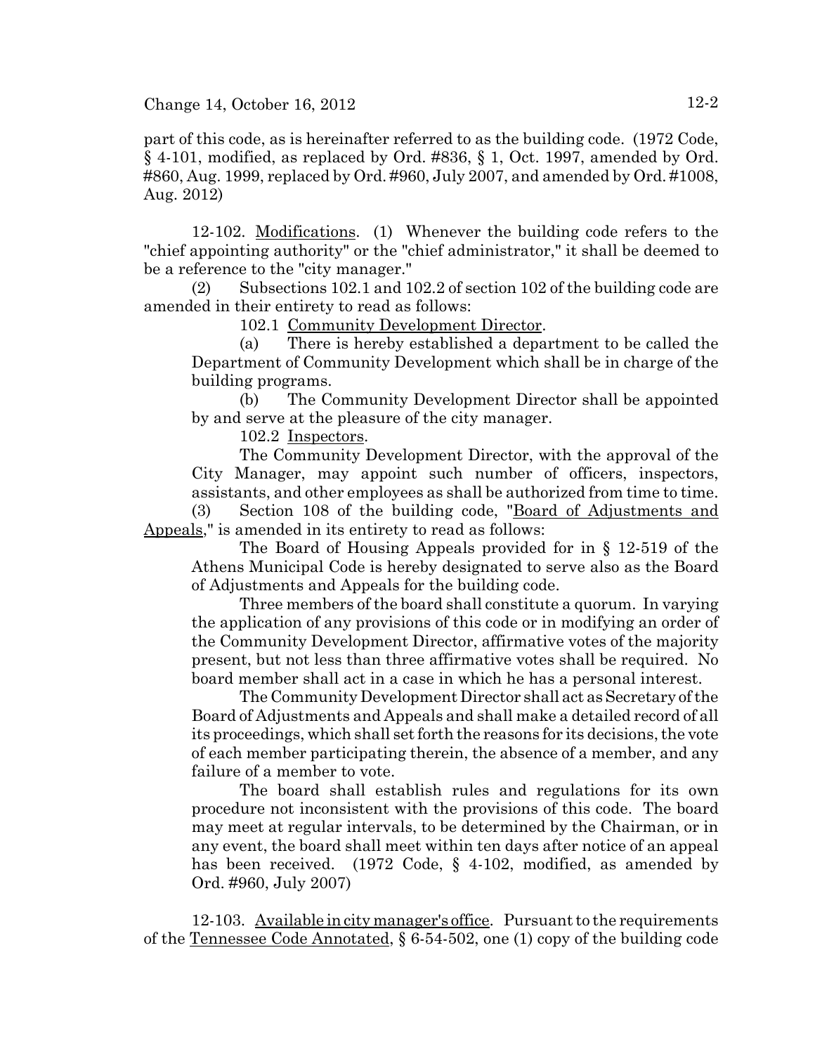part of this code, as is hereinafter referred to as the building code. (1972 Code, § 4-101, modified, as replaced by Ord. #836, § 1, Oct. 1997, amended by Ord. #860, Aug. 1999, replaced by Ord. #960, July 2007, and amended by Ord. #1008, Aug. 2012)

12-102. Modifications. (1) Whenever the building code refers to the "chief appointing authority" or the "chief administrator," it shall be deemed to be a reference to the "city manager."

(2) Subsections 102.1 and 102.2 of section 102 of the building code are amended in their entirety to read as follows:

102.1 Community Development Director.

(a) There is hereby established a department to be called the Department of Community Development which shall be in charge of the building programs.

(b) The Community Development Director shall be appointed by and serve at the pleasure of the city manager.

102.2 Inspectors.

The Community Development Director, with the approval of the City Manager, may appoint such number of officers, inspectors, assistants, and other employees as shall be authorized from time to time.

(3) Section 108 of the building code, "Board of Adjustments and Appeals," is amended in its entirety to read as follows:

The Board of Housing Appeals provided for in § 12-519 of the Athens Municipal Code is hereby designated to serve also as the Board of Adjustments and Appeals for the building code.

Three members of the board shall constitute a quorum. In varying the application of any provisions of this code or in modifying an order of the Community Development Director, affirmative votes of the majority present, but not less than three affirmative votes shall be required. No board member shall act in a case in which he has a personal interest.

The Community Development Director shall act as Secretary of the Board of Adjustments and Appeals and shall make a detailed record of all its proceedings, which shall set forth the reasons for its decisions, the vote of each member participating therein, the absence of a member, and any failure of a member to vote.

The board shall establish rules and regulations for its own procedure not inconsistent with the provisions of this code. The board may meet at regular intervals, to be determined by the Chairman, or in any event, the board shall meet within ten days after notice of an appeal has been received. (1972 Code, § 4-102, modified, as amended by Ord. #960, July 2007)

12-103. Available in city manager's office. Pursuant to the requirements of the Tennessee Code Annotated, § 6-54-502, one (1) copy of the building code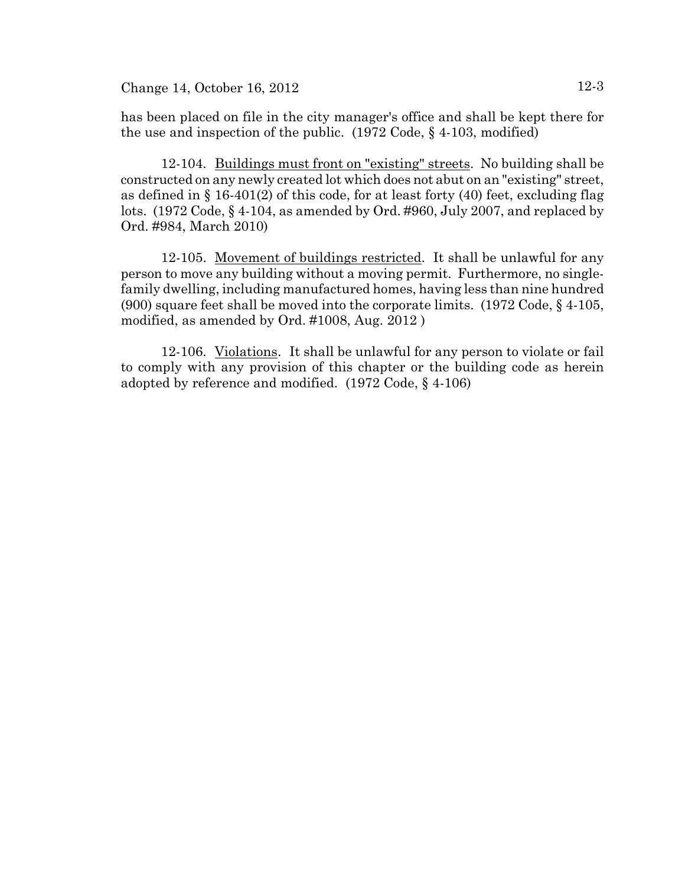has been placed on file in the city manager's office and shall be kept there for the use and inspection of the public. (1972 Code, § 4-103, modified)

12-104. Buildings must front on "existing" streets. No building shall be constructed on any newly created lot which does not abut on an "existing" street, as defined in § 16-401(2) of this code, for at least forty (40) feet, excluding flag lots. (1972 Code, § 4-104, as amended by Ord. #960, July 2007, and replaced by Ord. #984, March 2010)

12-105. Movement of buildings restricted. It shall be unlawful for any person to move any building without a moving permit. Furthermore, no single-family dwelling, including manufactured homes, having less than nine hundred (900) square feet shall be moved into the corporate limits. (1972 Code, § 4-105, modified, as amended by Ord. #1008, Aug. 2012 )

12-106. Violations. It shall be unlawful for any person to violate or fail to comply with any provision of this chapter or the building code as herein adopted by reference and modified. (1972 Code, § 4-106)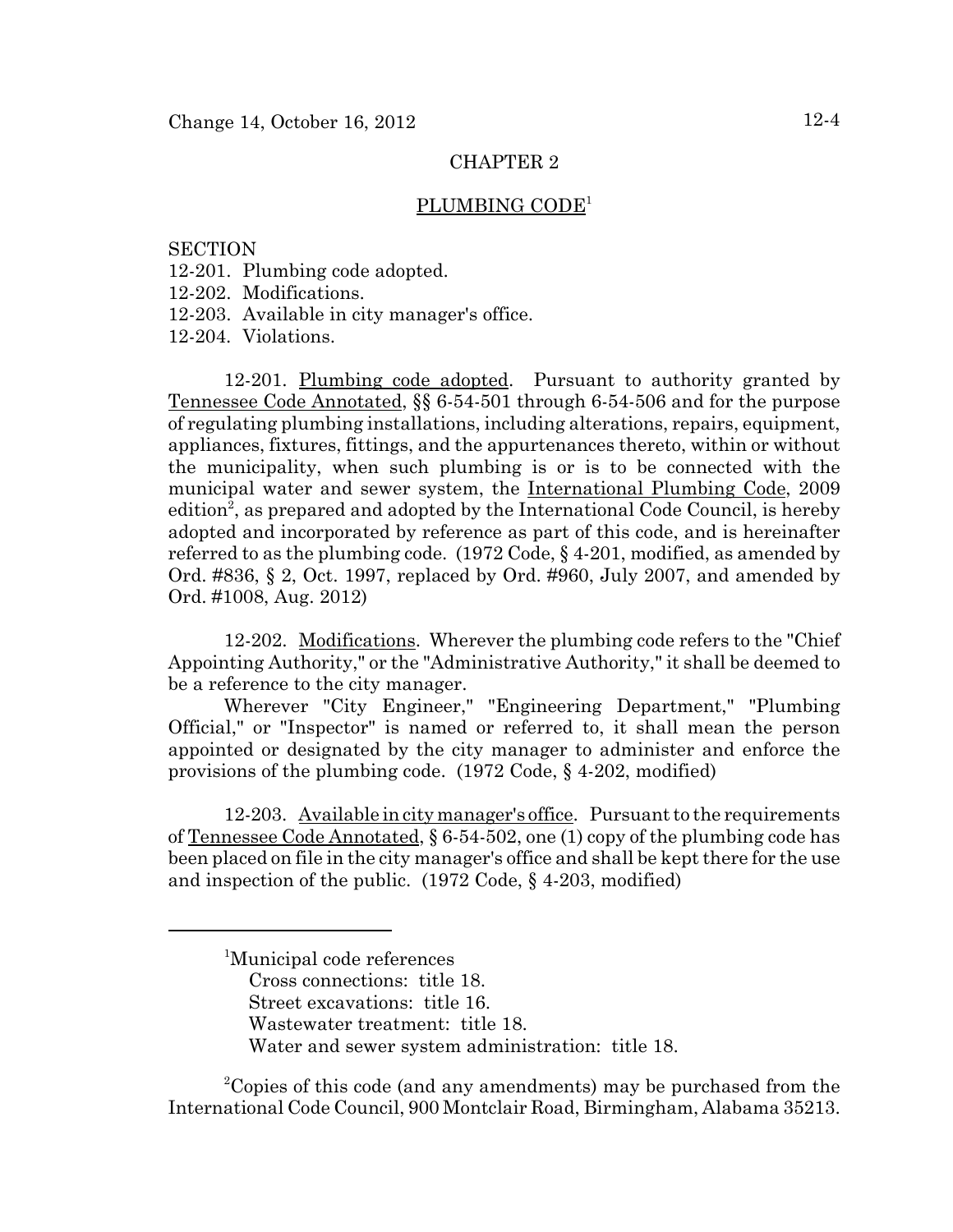## CHAPTER 2

## PLUMBING CODE[1]

SECTION
12-201. Plumbing code adopted.
12-202. Modifications.
12-203. Available in city manager's office.
12-204. Violations.

12-201. Plumbing code adopted. Pursuant to authority granted by Tennessee Code Annotated, §§ 6-54-501 through 6-54-506 and for the purpose of regulating plumbing installations, including alterations, repairs, equipment, appliances, fixtures, fittings, and the appurtenances thereto, within or without the municipality, when such plumbing is or is to be connected with the municipal water and sewer system, the International Plumbing Code, 2009 edition[2], as prepared and adopted by the International Code Council, is hereby adopted and incorporated by reference as part of this code, and is hereinafter referred to as the plumbing code. (1972 Code, § 4-201, modified, as amended by Ord. #836, § 2, Oct. 1997, replaced by Ord. #960, July 2007, and amended by Ord. #1008, Aug. 2012)

12-202. Modifications. Wherever the plumbing code refers to the "Chief Appointing Authority," or the "Administrative Authority," it shall be deemed to be a reference to the city manager.

Wherever "City Engineer," "Engineering Department," "Plumbing Official," or "Inspector" is named or referred to, it shall mean the person appointed or designated by the city manager to administer and enforce the provisions of the plumbing code. (1972 Code, § 4-202, modified)

12-203. Available in city manager's office. Pursuant to the requirements of Tennessee Code Annotated, § 6-54-502, one (1) copy of the plumbing code has been placed on file in the city manager's office and shall be kept there for the use and inspection of the public. (1972 Code, § 4-203, modified)

---

[1]Municipal code references
Cross connections: title 18.
Street excavations: title 16.
Wastewater treatment: title 18.
Water and sewer system administration: title 18.

[2]Copies of this code (and any amendments) may be purchased from the International Code Council, 900 Montclair Road, Birmingham, Alabama 35213.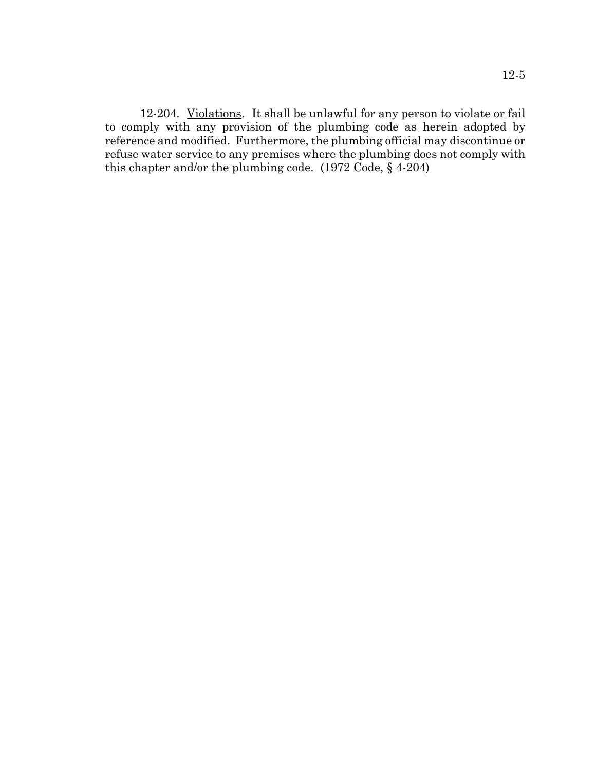12-204. Violations. It shall be unlawful for any person to violate or fail to comply with any provision of the plumbing code as herein adopted by reference and modified. Furthermore, the plumbing official may discontinue or refuse water service to any premises where the plumbing does not comply with this chapter and/or the plumbing code. (1972 Code, § 4-204)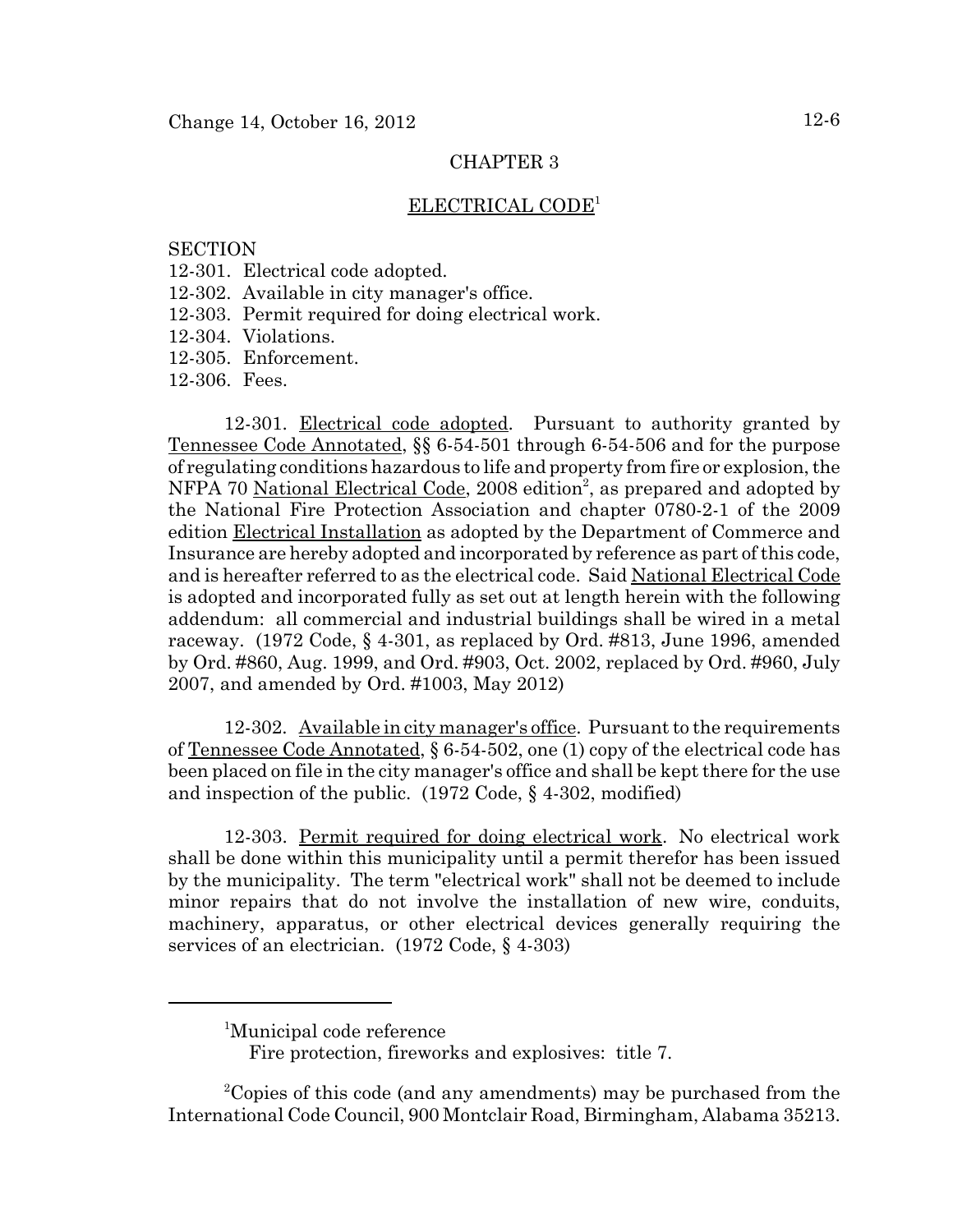## CHAPTER 3

## ELECTRICAL CODE[1]

SECTION
12-301. Electrical code adopted.
12-302. Available in city manager's office.
12-303. Permit required for doing electrical work.
12-304. Violations.
12-305. Enforcement.
12-306. Fees.

12-301. Electrical code adopted. Pursuant to authority granted by Tennessee Code Annotated, §§ 6-54-501 through 6-54-506 and for the purpose of regulating conditions hazardous to life and property from fire or explosion, the NFPA 70 National Electrical Code, 2008 edition[2], as prepared and adopted by the National Fire Protection Association and chapter 0780-2-1 of the 2009 edition Electrical Installation as adopted by the Department of Commerce and Insurance are hereby adopted and incorporated by reference as part of this code, and is hereafter referred to as the electrical code. Said National Electrical Code is adopted and incorporated fully as set out at length herein with the following addendum: all commercial and industrial buildings shall be wired in a metal raceway. (1972 Code, § 4-301, as replaced by Ord. #813, June 1996, amended by Ord. #860, Aug. 1999, and Ord. #903, Oct. 2002, replaced by Ord. #960, July 2007, and amended by Ord. #1003, May 2012)

12-302. Available in city manager's office. Pursuant to the requirements of Tennessee Code Annotated, § 6-54-502, one (1) copy of the electrical code has been placed on file in the city manager's office and shall be kept there for the use and inspection of the public. (1972 Code, § 4-302, modified)

12-303. Permit required for doing electrical work. No electrical work shall be done within this municipality until a permit therefor has been issued by the municipality. The term "electrical work" shall not be deemed to include minor repairs that do not involve the installation of new wire, conduits, machinery, apparatus, or other electrical devices generally requiring the services of an electrician. (1972 Code, § 4-303)

---

[1]Municipal code reference
Fire protection, fireworks and explosives: title 7.

[2]Copies of this code (and any amendments) may be purchased from the International Code Council, 900 Montclair Road, Birmingham, Alabama 35213.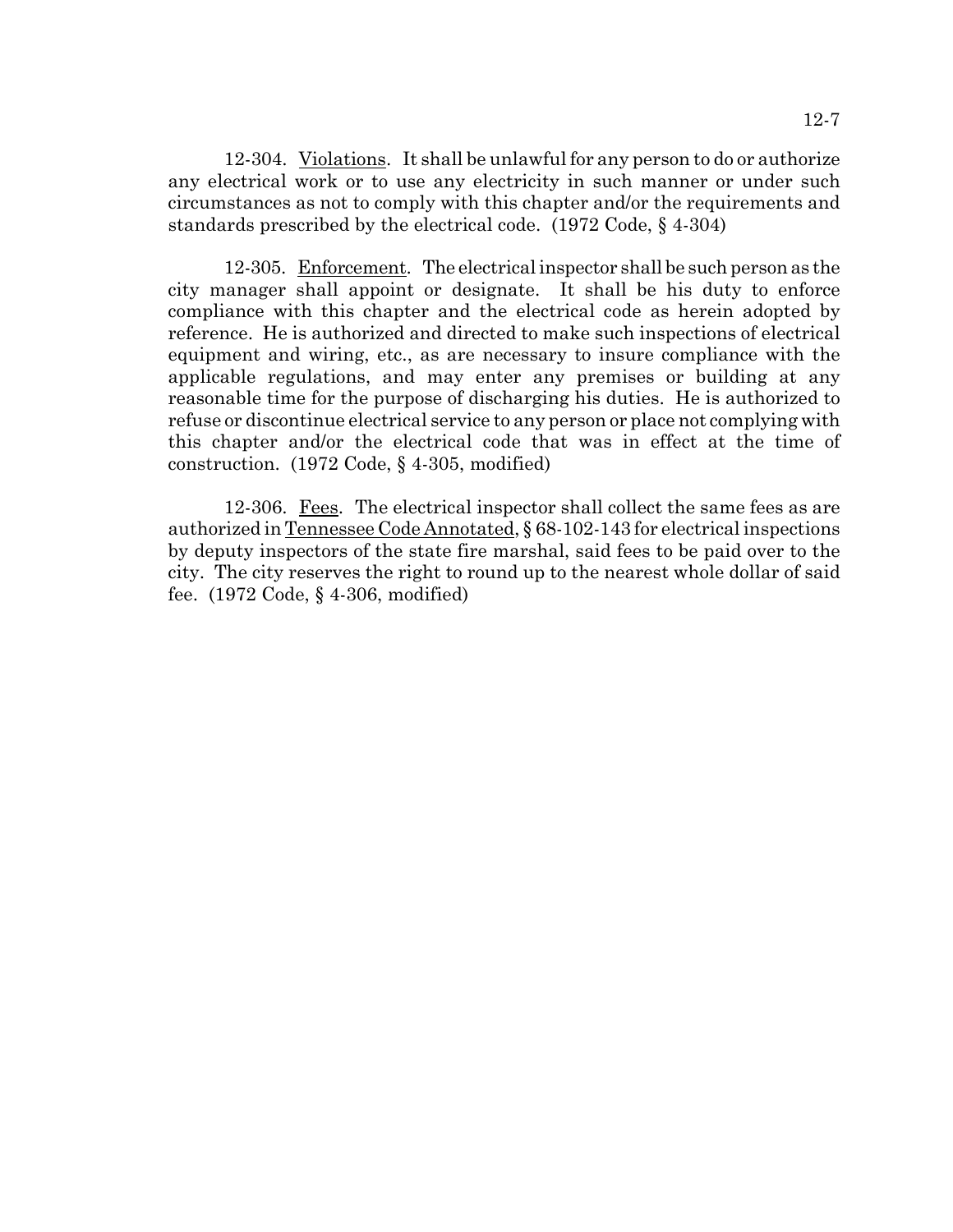12-304. Violations. It shall be unlawful for any person to do or authorize any electrical work or to use any electricity in such manner or under such circumstances as not to comply with this chapter and/or the requirements and standards prescribed by the electrical code. (1972 Code, § 4-304)

12-305. Enforcement. The electrical inspector shall be such person as the city manager shall appoint or designate. It shall be his duty to enforce compliance with this chapter and the electrical code as herein adopted by reference. He is authorized and directed to make such inspections of electrical equipment and wiring, etc., as are necessary to insure compliance with the applicable regulations, and may enter any premises or building at any reasonable time for the purpose of discharging his duties. He is authorized to refuse or discontinue electrical service to any person or place not complying with this chapter and/or the electrical code that was in effect at the time of construction. (1972 Code, § 4-305, modified)

12-306. Fees. The electrical inspector shall collect the same fees as are authorized in Tennessee Code Annotated, § 68-102-143 for electrical inspections by deputy inspectors of the state fire marshal, said fees to be paid over to the city. The city reserves the right to round up to the nearest whole dollar of said fee. (1972 Code, § 4-306, modified)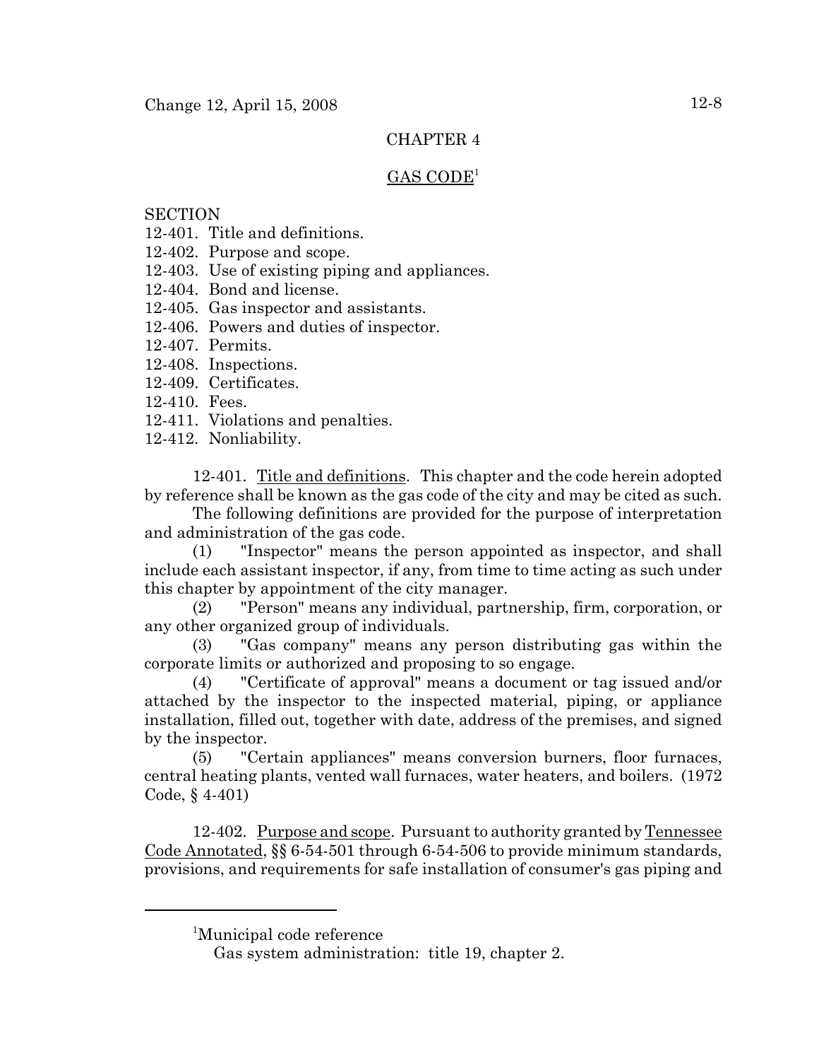# CHAPTER 4

## GAS CODE[1]

SECTION
12-401. Title and definitions.
12-402. Purpose and scope.
12-403. Use of existing piping and appliances.
12-404. Bond and license.
12-405. Gas inspector and assistants.
12-406. Powers and duties of inspector.
12-407. Permits.
12-408. Inspections.
12-409. Certificates.
12-410. Fees.
12-411. Violations and penalties.
12-412. Nonliability.

12-401. Title and definitions. This chapter and the code herein adopted by reference shall be known as the gas code of the city and may be cited as such.

The following definitions are provided for the purpose of interpretation and administration of the gas code.

(1) "Inspector" means the person appointed as inspector, and shall include each assistant inspector, if any, from time to time acting as such under this chapter by appointment of the city manager.

(2) "Person" means any individual, partnership, firm, corporation, or any other organized group of individuals.

(3) "Gas company" means any person distributing gas within the corporate limits or authorized and proposing to so engage.

(4) "Certificate of approval" means a document or tag issued and/or attached by the inspector to the inspected material, piping, or appliance installation, filled out, together with date, address of the premises, and signed by the inspector.

(5) "Certain appliances" means conversion burners, floor furnaces, central heating plants, vented wall furnaces, water heaters, and boilers. (1972 Code, § 4-401)

12-402. Purpose and scope. Pursuant to authority granted by Tennessee Code Annotated, §§ 6-54-501 through 6-54-506 to provide minimum standards, provisions, and requirements for safe installation of consumer's gas piping and

---

[1]Municipal code reference
Gas system administration: title 19, chapter 2.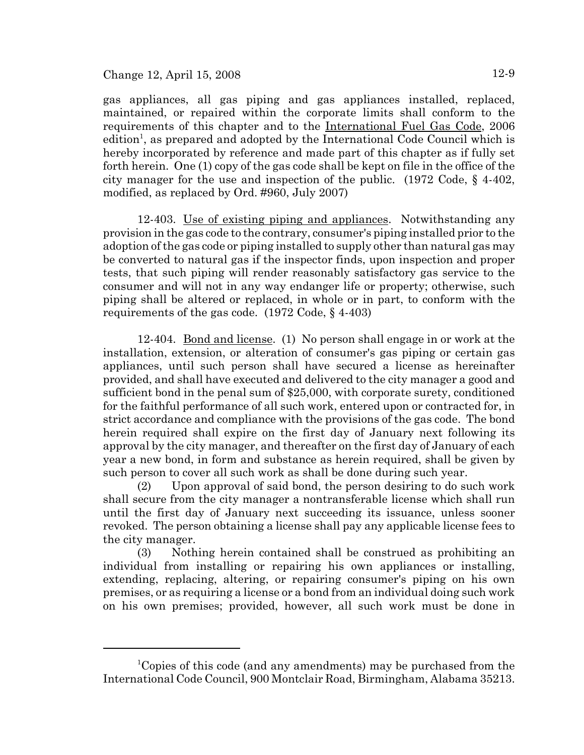gas appliances, all gas piping and gas appliances installed, replaced, maintained, or repaired within the corporate limits shall conform to the requirements of this chapter and to the International Fuel Gas Code, 2006 edition[1], as prepared and adopted by the International Code Council which is hereby incorporated by reference and made part of this chapter as if fully set forth herein. One (1) copy of the gas code shall be kept on file in the office of the city manager for the use and inspection of the public. (1972 Code, § 4-402, modified, as replaced by Ord. #960, July 2007)

12-403. Use of existing piping and appliances. Notwithstanding any provision in the gas code to the contrary, consumer's piping installed prior to the adoption of the gas code or piping installed to supply other than natural gas may be converted to natural gas if the inspector finds, upon inspection and proper tests, that such piping will render reasonably satisfactory gas service to the consumer and will not in any way endanger life or property; otherwise, such piping shall be altered or replaced, in whole or in part, to conform with the requirements of the gas code. (1972 Code, § 4-403)

12-404. Bond and license. (1) No person shall engage in or work at the installation, extension, or alteration of consumer's gas piping or certain gas appliances, until such person shall have secured a license as hereinafter provided, and shall have executed and delivered to the city manager a good and sufficient bond in the penal sum of $25,000, with corporate surety, conditioned for the faithful performance of all such work, entered upon or contracted for, in strict accordance and compliance with the provisions of the gas code. The bond herein required shall expire on the first day of January next following its approval by the city manager, and thereafter on the first day of January of each year a new bond, in form and substance as herein required, shall be given by such person to cover all such work as shall be done during such year.

(2) Upon approval of said bond, the person desiring to do such work shall secure from the city manager a nontransferable license which shall run until the first day of January next succeeding its issuance, unless sooner revoked. The person obtaining a license shall pay any applicable license fees to the city manager.

(3) Nothing herein contained shall be construed as prohibiting an individual from installing or repairing his own appliances or installing, extending, replacing, altering, or repairing consumer's piping on his own premises, or as requiring a license or a bond from an individual doing such work on his own premises; provided, however, all such work must be done in

---

[1] Copies of this code (and any amendments) may be purchased from the International Code Council, 900 Montclair Road, Birmingham, Alabama 35213.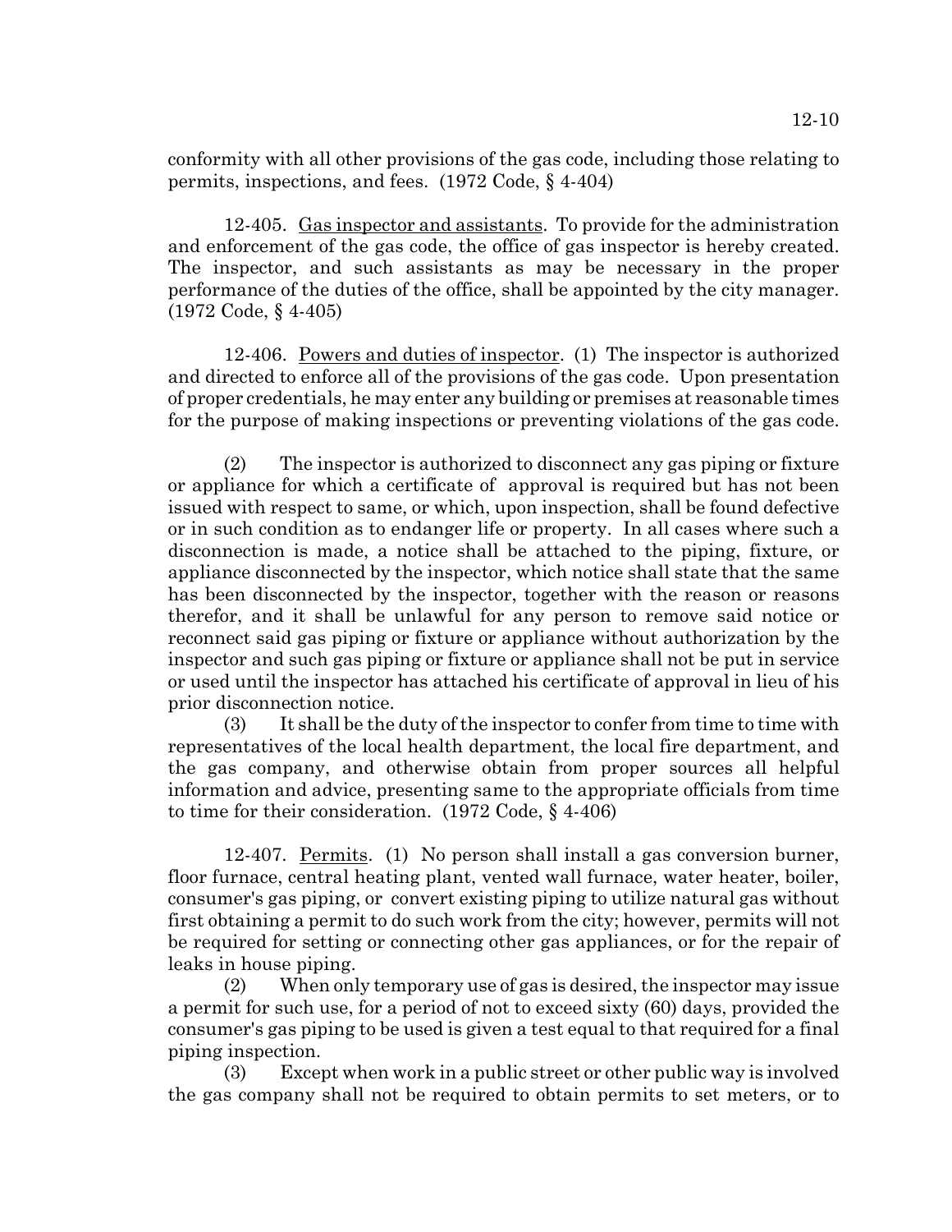conformity with all other provisions of the gas code, including those relating to permits, inspections, and fees. (1972 Code, § 4-404)

12-405. Gas inspector and assistants. To provide for the administration and enforcement of the gas code, the office of gas inspector is hereby created. The inspector, and such assistants as may be necessary in the proper performance of the duties of the office, shall be appointed by the city manager. (1972 Code, § 4-405)

12-406. Powers and duties of inspector. (1) The inspector is authorized and directed to enforce all of the provisions of the gas code. Upon presentation of proper credentials, he may enter any building or premises at reasonable times for the purpose of making inspections or preventing violations of the gas code.

(2) The inspector is authorized to disconnect any gas piping or fixture or appliance for which a certificate of approval is required but has not been issued with respect to same, or which, upon inspection, shall be found defective or in such condition as to endanger life or property. In all cases where such a disconnection is made, a notice shall be attached to the piping, fixture, or appliance disconnected by the inspector, which notice shall state that the same has been disconnected by the inspector, together with the reason or reasons therefor, and it shall be unlawful for any person to remove said notice or reconnect said gas piping or fixture or appliance without authorization by the inspector and such gas piping or fixture or appliance shall not be put in service or used until the inspector has attached his certificate of approval in lieu of his prior disconnection notice.

(3) It shall be the duty of the inspector to confer from time to time with representatives of the local health department, the local fire department, and the gas company, and otherwise obtain from proper sources all helpful information and advice, presenting same to the appropriate officials from time to time for their consideration. (1972 Code, § 4-406)

12-407. Permits. (1) No person shall install a gas conversion burner, floor furnace, central heating plant, vented wall furnace, water heater, boiler, consumer's gas piping, or convert existing piping to utilize natural gas without first obtaining a permit to do such work from the city; however, permits will not be required for setting or connecting other gas appliances, or for the repair of leaks in house piping.

(2) When only temporary use of gas is desired, the inspector may issue a permit for such use, for a period of not to exceed sixty (60) days, provided the consumer's gas piping to be used is given a test equal to that required for a final piping inspection.

(3) Except when work in a public street or other public way is involved the gas company shall not be required to obtain permits to set meters, or to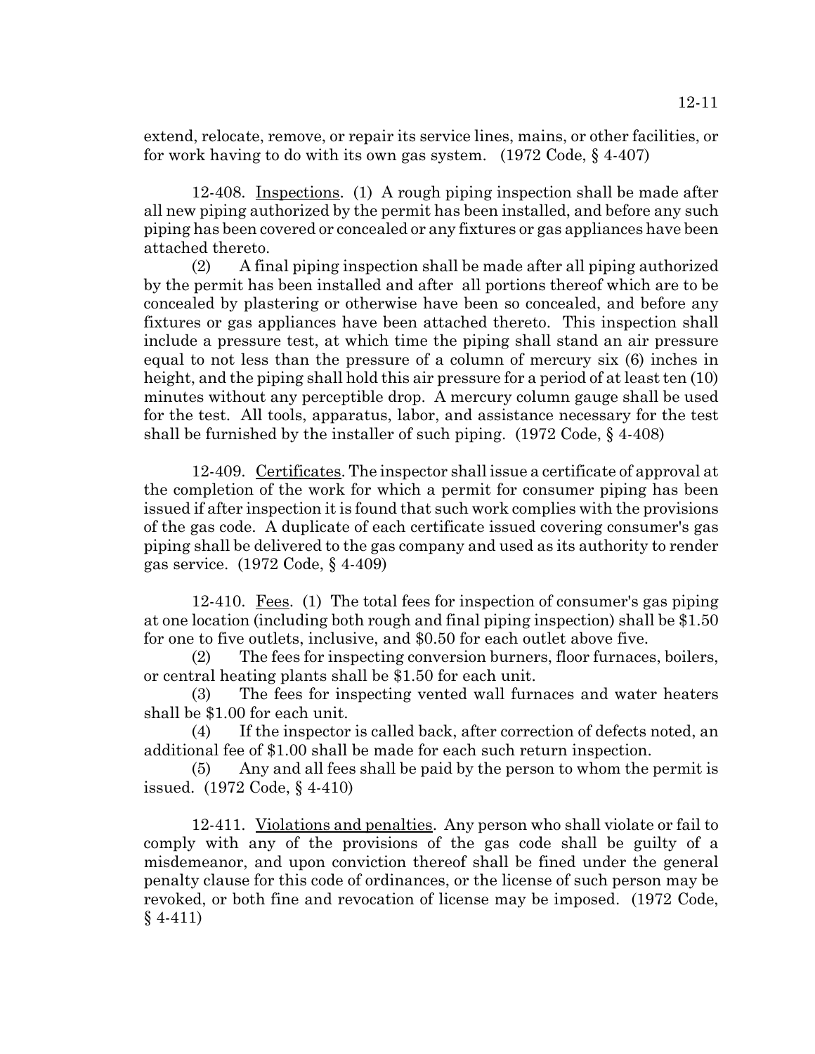extend, relocate, remove, or repair its service lines, mains, or other facilities, or for work having to do with its own gas system. (1972 Code, § 4-407)

12-408. Inspections. (1) A rough piping inspection shall be made after all new piping authorized by the permit has been installed, and before any such piping has been covered or concealed or any fixtures or gas appliances have been attached thereto.

(2) A final piping inspection shall be made after all piping authorized by the permit has been installed and after all portions thereof which are to be concealed by plastering or otherwise have been so concealed, and before any fixtures or gas appliances have been attached thereto. This inspection shall include a pressure test, at which time the piping shall stand an air pressure equal to not less than the pressure of a column of mercury six (6) inches in height, and the piping shall hold this air pressure for a period of at least ten (10) minutes without any perceptible drop. A mercury column gauge shall be used for the test. All tools, apparatus, labor, and assistance necessary for the test shall be furnished by the installer of such piping. (1972 Code, § 4-408)

12-409. Certificates. The inspector shall issue a certificate of approval at the completion of the work for which a permit for consumer piping has been issued if after inspection it is found that such work complies with the provisions of the gas code. A duplicate of each certificate issued covering consumer's gas piping shall be delivered to the gas company and used as its authority to render gas service. (1972 Code, § 4-409)

12-410. Fees. (1) The total fees for inspection of consumer's gas piping at one location (including both rough and final piping inspection) shall be $1.50 for one to five outlets, inclusive, and $0.50 for each outlet above five.

(2) The fees for inspecting conversion burners, floor furnaces, boilers, or central heating plants shall be $1.50 for each unit.

(3) The fees for inspecting vented wall furnaces and water heaters shall be $1.00 for each unit.

(4) If the inspector is called back, after correction of defects noted, an additional fee of $1.00 shall be made for each such return inspection.

(5) Any and all fees shall be paid by the person to whom the permit is issued. (1972 Code, § 4-410)

12-411. Violations and penalties. Any person who shall violate or fail to comply with any of the provisions of the gas code shall be guilty of a misdemeanor, and upon conviction thereof shall be fined under the general penalty clause for this code of ordinances, or the license of such person may be revoked, or both fine and revocation of license may be imposed. (1972 Code, § 4-411)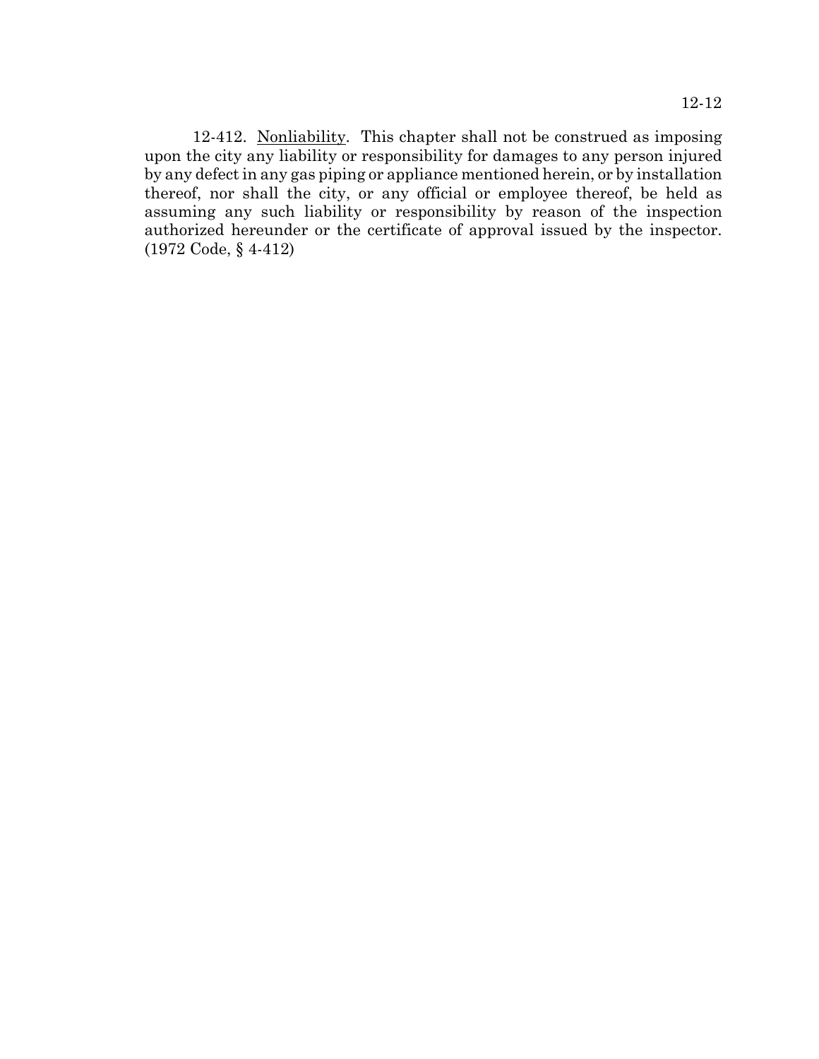12-412. Nonliability. This chapter shall not be construed as imposing upon the city any liability or responsibility for damages to any person injured by any defect in any gas piping or appliance mentioned herein, or by installation thereof, nor shall the city, or any official or employee thereof, be held as assuming any such liability or responsibility by reason of the inspection authorized hereunder or the certificate of approval issued by the inspector. (1972 Code, § 4-412)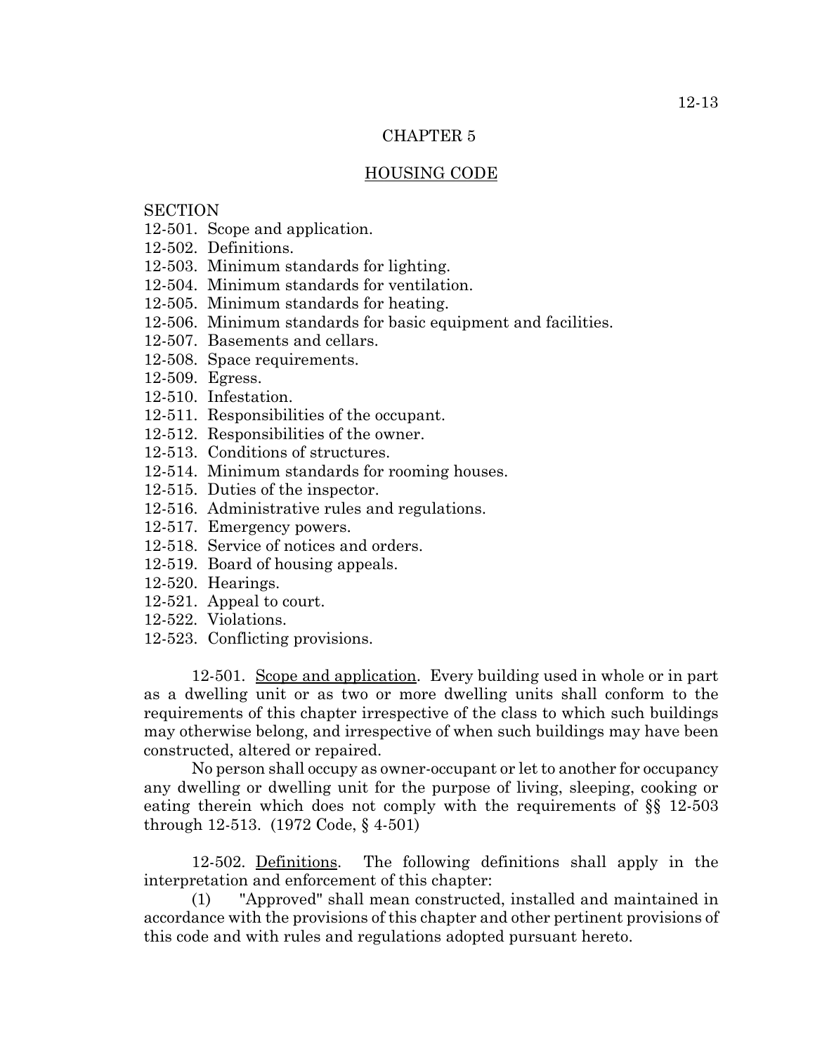# CHAPTER 5

## HOUSING CODE

SECTION

12-501. Scope and application.
12-502. Definitions.
12-503. Minimum standards for lighting.
12-504. Minimum standards for ventilation.
12-505. Minimum standards for heating.
12-506. Minimum standards for basic equipment and facilities.
12-507. Basements and cellars.
12-508. Space requirements.
12-509. Egress.
12-510. Infestation.
12-511. Responsibilities of the occupant.
12-512. Responsibilities of the owner.
12-513. Conditions of structures.
12-514. Minimum standards for rooming houses.
12-515. Duties of the inspector.
12-516. Administrative rules and regulations.
12-517. Emergency powers.
12-518. Service of notices and orders.
12-519. Board of housing appeals.
12-520. Hearings.
12-521. Appeal to court.
12-522. Violations.
12-523. Conflicting provisions.

12-501. Scope and application. Every building used in whole or in part as a dwelling unit or as two or more dwelling units shall conform to the requirements of this chapter irrespective of the class to which such buildings may otherwise belong, and irrespective of when such buildings may have been constructed, altered or repaired.

No person shall occupy as owner-occupant or let to another for occupancy any dwelling or dwelling unit for the purpose of living, sleeping, cooking or eating therein which does not comply with the requirements of §§ 12-503 through 12-513. (1972 Code, § 4-501)

12-502. Definitions. The following definitions shall apply in the interpretation and enforcement of this chapter:

(1) "Approved" shall mean constructed, installed and maintained in accordance with the provisions of this chapter and other pertinent provisions of this code and with rules and regulations adopted pursuant hereto.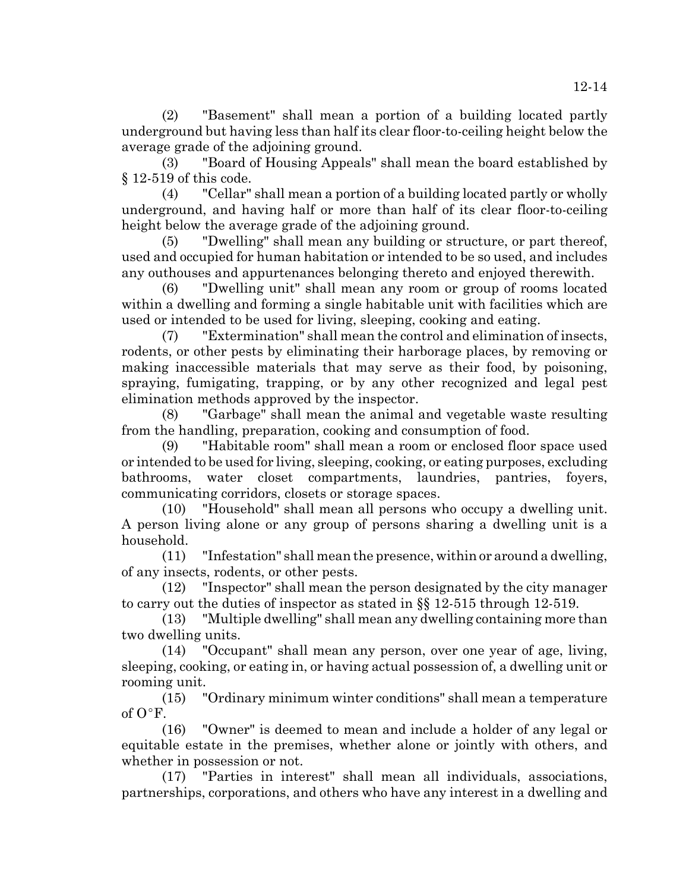(2) "Basement" shall mean a portion of a building located partly underground but having less than half its clear floor-to-ceiling height below the average grade of the adjoining ground.

(3) "Board of Housing Appeals" shall mean the board established by § 12-519 of this code.

(4) "Cellar" shall mean a portion of a building located partly or wholly underground, and having half or more than half of its clear floor-to-ceiling height below the average grade of the adjoining ground.

(5) "Dwelling" shall mean any building or structure, or part thereof, used and occupied for human habitation or intended to be so used, and includes any outhouses and appurtenances belonging thereto and enjoyed therewith.

(6) "Dwelling unit" shall mean any room or group of rooms located within a dwelling and forming a single habitable unit with facilities which are used or intended to be used for living, sleeping, cooking and eating.

(7) "Extermination" shall mean the control and elimination of insects, rodents, or other pests by eliminating their harborage places, by removing or making inaccessible materials that may serve as their food, by poisoning, spraying, fumigating, trapping, or by any other recognized and legal pest elimination methods approved by the inspector.

(8) "Garbage" shall mean the animal and vegetable waste resulting from the handling, preparation, cooking and consumption of food.

(9) "Habitable room" shall mean a room or enclosed floor space used or intended to be used for living, sleeping, cooking, or eating purposes, excluding bathrooms, water closet compartments, laundries, pantries, foyers, communicating corridors, closets or storage spaces.

(10) "Household" shall mean all persons who occupy a dwelling unit. A person living alone or any group of persons sharing a dwelling unit is a household.

(11) "Infestation" shall mean the presence, within or around a dwelling, of any insects, rodents, or other pests.

(12) "Inspector" shall mean the person designated by the city manager to carry out the duties of inspector as stated in §§ 12-515 through 12-519.

(13) "Multiple dwelling" shall mean any dwelling containing more than two dwelling units.

(14) "Occupant" shall mean any person, over one year of age, living, sleeping, cooking, or eating in, or having actual possession of, a dwelling unit or rooming unit.

(15) "Ordinary minimum winter conditions" shall mean a temperature of O°F.

(16) "Owner" is deemed to mean and include a holder of any legal or equitable estate in the premises, whether alone or jointly with others, and whether in possession or not.

(17) "Parties in interest" shall mean all individuals, associations, partnerships, corporations, and others who have any interest in a dwelling and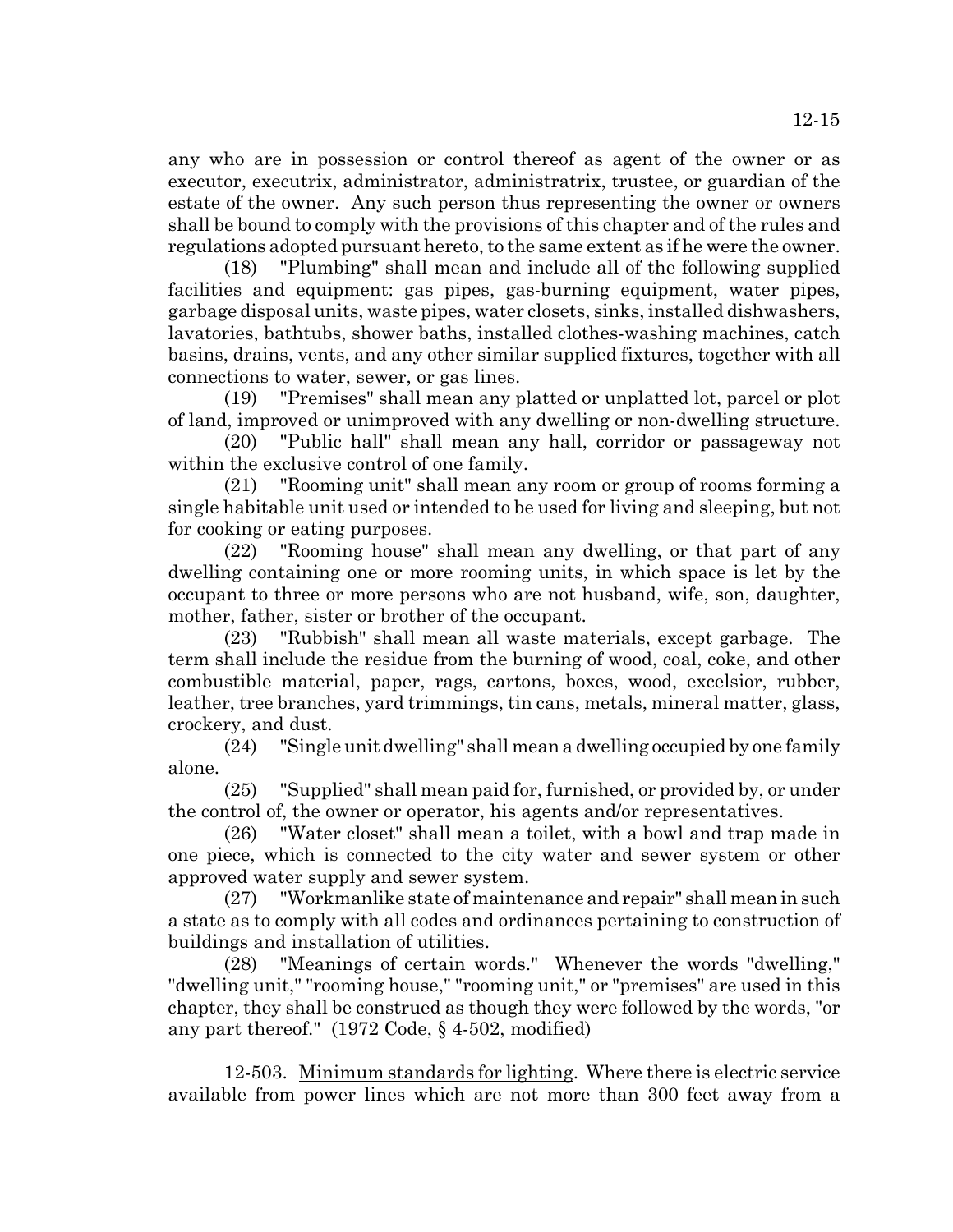any who are in possession or control thereof as agent of the owner or as executor, executrix, administrator, administratrix, trustee, or guardian of the estate of the owner. Any such person thus representing the owner or owners shall be bound to comply with the provisions of this chapter and of the rules and regulations adopted pursuant hereto, to the same extent as if he were the owner.

(18) "Plumbing" shall mean and include all of the following supplied facilities and equipment: gas pipes, gas-burning equipment, water pipes, garbage disposal units, waste pipes, water closets, sinks, installed dishwashers, lavatories, bathtubs, shower baths, installed clothes-washing machines, catch basins, drains, vents, and any other similar supplied fixtures, together with all connections to water, sewer, or gas lines.

(19) "Premises" shall mean any platted or unplatted lot, parcel or plot of land, improved or unimproved with any dwelling or non-dwelling structure.

(20) "Public hall" shall mean any hall, corridor or passageway not within the exclusive control of one family.

(21) "Rooming unit" shall mean any room or group of rooms forming a single habitable unit used or intended to be used for living and sleeping, but not for cooking or eating purposes.

(22) "Rooming house" shall mean any dwelling, or that part of any dwelling containing one or more rooming units, in which space is let by the occupant to three or more persons who are not husband, wife, son, daughter, mother, father, sister or brother of the occupant.

(23) "Rubbish" shall mean all waste materials, except garbage. The term shall include the residue from the burning of wood, coal, coke, and other combustible material, paper, rags, cartons, boxes, wood, excelsior, rubber, leather, tree branches, yard trimmings, tin cans, metals, mineral matter, glass, crockery, and dust.

(24) "Single unit dwelling" shall mean a dwelling occupied by one family alone.

(25) "Supplied" shall mean paid for, furnished, or provided by, or under the control of, the owner or operator, his agents and/or representatives.

(26) "Water closet" shall mean a toilet, with a bowl and trap made in one piece, which is connected to the city water and sewer system or other approved water supply and sewer system.

(27) "Workmanlike state of maintenance and repair" shall mean in such a state as to comply with all codes and ordinances pertaining to construction of buildings and installation of utilities.

(28) "Meanings of certain words." Whenever the words "dwelling," "dwelling unit," "rooming house," "rooming unit," or "premises" are used in this chapter, they shall be construed as though they were followed by the words, "or any part thereof." (1972 Code, § 4-502, modified)

12-503. Minimum standards for lighting. Where there is electric service available from power lines which are not more than 300 feet away from a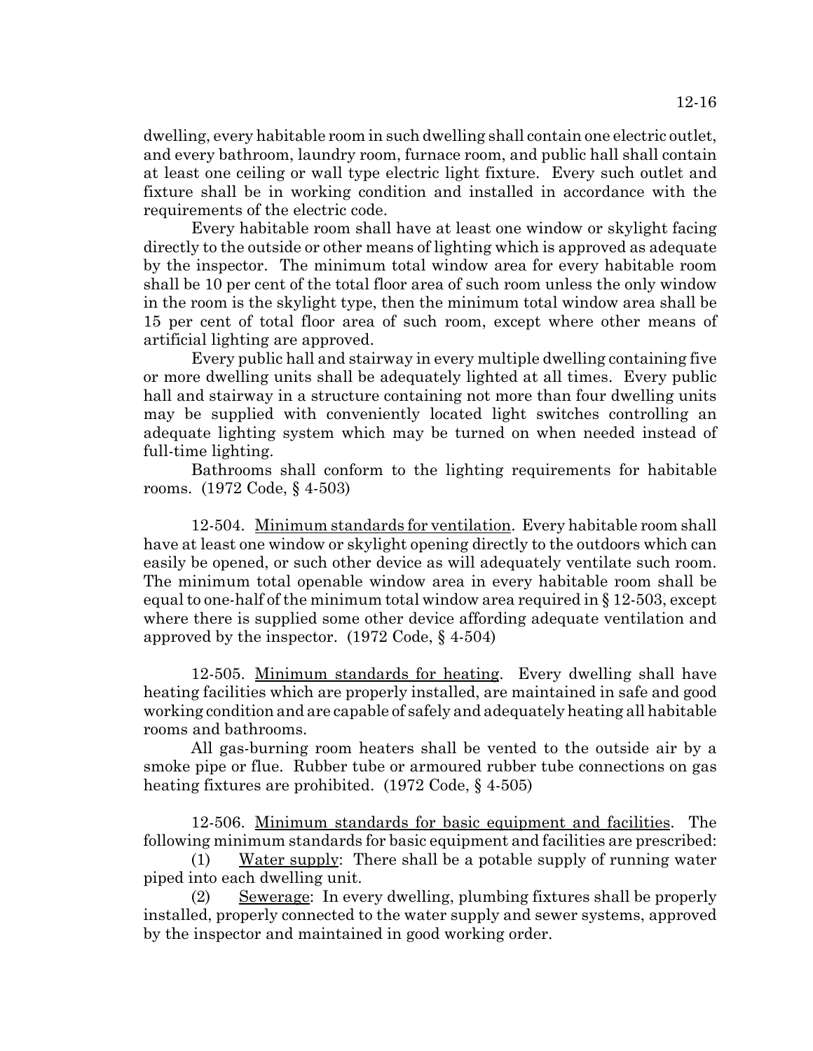dwelling, every habitable room in such dwelling shall contain one electric outlet, and every bathroom, laundry room, furnace room, and public hall shall contain at least one ceiling or wall type electric light fixture. Every such outlet and fixture shall be in working condition and installed in accordance with the requirements of the electric code.

Every habitable room shall have at least one window or skylight facing directly to the outside or other means of lighting which is approved as adequate by the inspector. The minimum total window area for every habitable room shall be 10 per cent of the total floor area of such room unless the only window in the room is the skylight type, then the minimum total window area shall be 15 per cent of total floor area of such room, except where other means of artificial lighting are approved.

Every public hall and stairway in every multiple dwelling containing five or more dwelling units shall be adequately lighted at all times. Every public hall and stairway in a structure containing not more than four dwelling units may be supplied with conveniently located light switches controlling an adequate lighting system which may be turned on when needed instead of full-time lighting.

Bathrooms shall conform to the lighting requirements for habitable rooms. (1972 Code, § 4-503)

12-504. Minimum standards for ventilation. Every habitable room shall have at least one window or skylight opening directly to the outdoors which can easily be opened, or such other device as will adequately ventilate such room. The minimum total openable window area in every habitable room shall be equal to one-half of the minimum total window area required in § 12-503, except where there is supplied some other device affording adequate ventilation and approved by the inspector. (1972 Code, § 4-504)

12-505. Minimum standards for heating. Every dwelling shall have heating facilities which are properly installed, are maintained in safe and good working condition and are capable of safely and adequately heating all habitable rooms and bathrooms.

All gas-burning room heaters shall be vented to the outside air by a smoke pipe or flue. Rubber tube or armoured rubber tube connections on gas heating fixtures are prohibited. (1972 Code, § 4-505)

12-506. Minimum standards for basic equipment and facilities. The following minimum standards for basic equipment and facilities are prescribed:

(1) Water supply: There shall be a potable supply of running water piped into each dwelling unit.

(2) Sewerage: In every dwelling, plumbing fixtures shall be properly installed, properly connected to the water supply and sewer systems, approved by the inspector and maintained in good working order.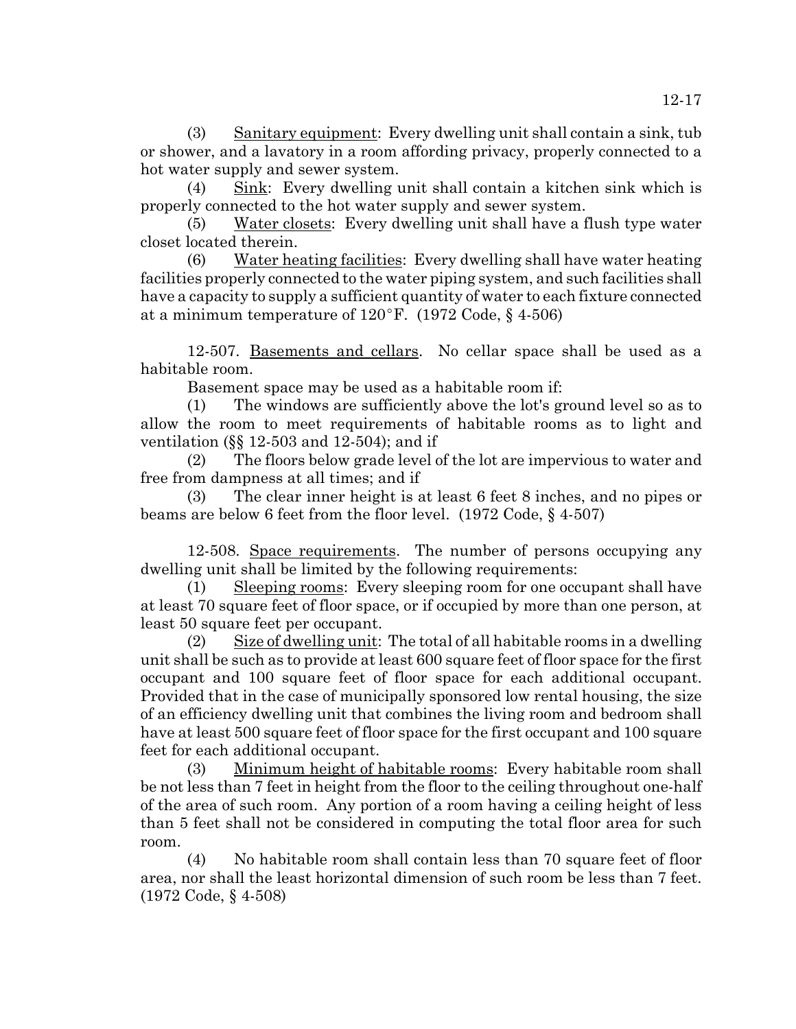(3) Sanitary equipment: Every dwelling unit shall contain a sink, tub or shower, and a lavatory in a room affording privacy, properly connected to a hot water supply and sewer system.

(4) Sink: Every dwelling unit shall contain a kitchen sink which is properly connected to the hot water supply and sewer system.

(5) Water closets: Every dwelling unit shall have a flush type water closet located therein.

(6) Water heating facilities: Every dwelling shall have water heating facilities properly connected to the water piping system, and such facilities shall have a capacity to supply a sufficient quantity of water to each fixture connected at a minimum temperature of 120°F. (1972 Code, § 4-506)

12-507. Basements and cellars. No cellar space shall be used as a habitable room.

Basement space may be used as a habitable room if:

(1) The windows are sufficiently above the lot's ground level so as to allow the room to meet requirements of habitable rooms as to light and ventilation (§§ 12-503 and 12-504); and if

(2) The floors below grade level of the lot are impervious to water and free from dampness at all times; and if

(3) The clear inner height is at least 6 feet 8 inches, and no pipes or beams are below 6 feet from the floor level. (1972 Code, § 4-507)

12-508. Space requirements. The number of persons occupying any dwelling unit shall be limited by the following requirements:

(1) Sleeping rooms: Every sleeping room for one occupant shall have at least 70 square feet of floor space, or if occupied by more than one person, at least 50 square feet per occupant.

(2) Size of dwelling unit: The total of all habitable rooms in a dwelling unit shall be such as to provide at least 600 square feet of floor space for the first occupant and 100 square feet of floor space for each additional occupant. Provided that in the case of municipally sponsored low rental housing, the size of an efficiency dwelling unit that combines the living room and bedroom shall have at least 500 square feet of floor space for the first occupant and 100 square feet for each additional occupant.

(3) Minimum height of habitable rooms: Every habitable room shall be not less than 7 feet in height from the floor to the ceiling throughout one-half of the area of such room. Any portion of a room having a ceiling height of less than 5 feet shall not be considered in computing the total floor area for such room.

(4) No habitable room shall contain less than 70 square feet of floor area, nor shall the least horizontal dimension of such room be less than 7 feet. (1972 Code, § 4-508)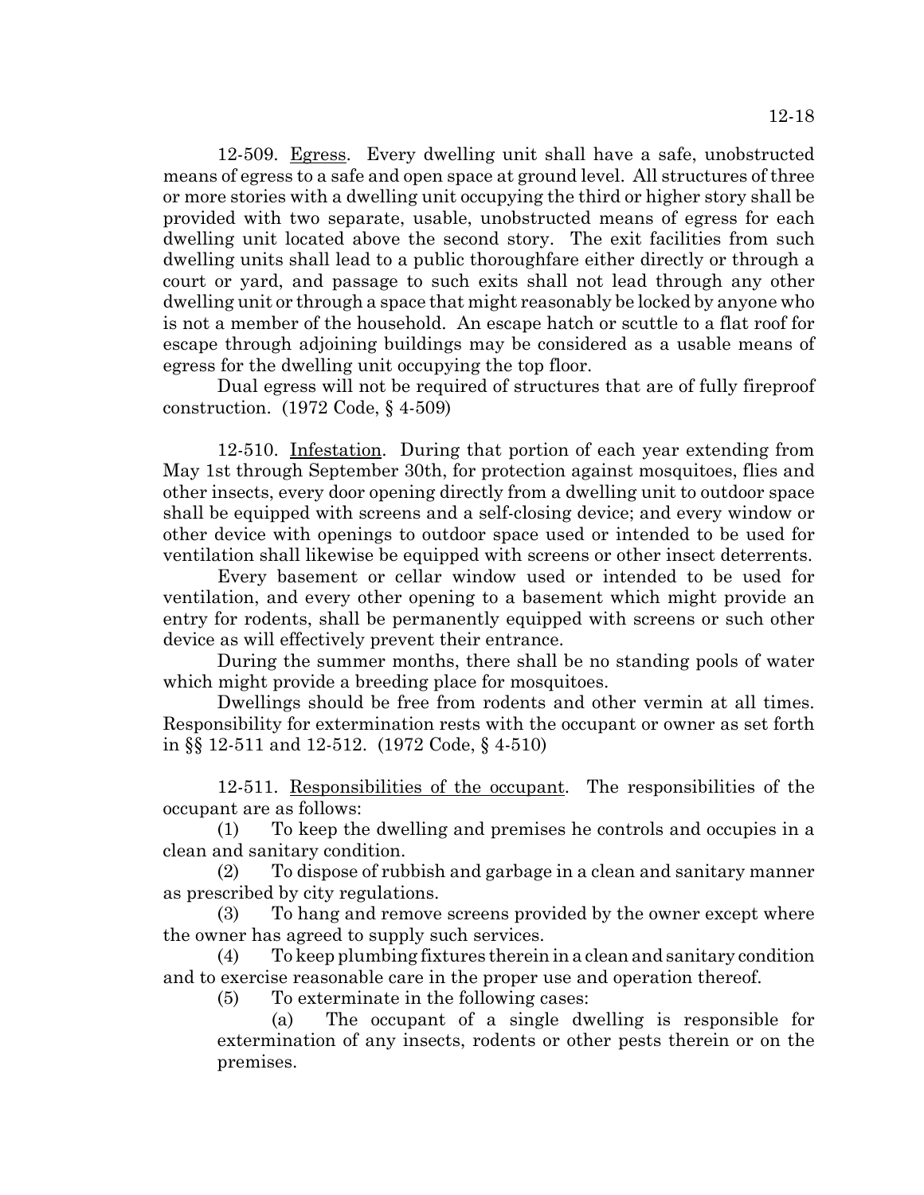12-509. Egress. Every dwelling unit shall have a safe, unobstructed means of egress to a safe and open space at ground level. All structures of three or more stories with a dwelling unit occupying the third or higher story shall be provided with two separate, usable, unobstructed means of egress for each dwelling unit located above the second story. The exit facilities from such dwelling units shall lead to a public thoroughfare either directly or through a court or yard, and passage to such exits shall not lead through any other dwelling unit or through a space that might reasonably be locked by anyone who is not a member of the household. An escape hatch or scuttle to a flat roof for escape through adjoining buildings may be considered as a usable means of egress for the dwelling unit occupying the top floor.

Dual egress will not be required of structures that are of fully fireproof construction. (1972 Code, § 4-509)

12-510. Infestation. During that portion of each year extending from May 1st through September 30th, for protection against mosquitoes, flies and other insects, every door opening directly from a dwelling unit to outdoor space shall be equipped with screens and a self-closing device; and every window or other device with openings to outdoor space used or intended to be used for ventilation shall likewise be equipped with screens or other insect deterrents.

Every basement or cellar window used or intended to be used for ventilation, and every other opening to a basement which might provide an entry for rodents, shall be permanently equipped with screens or such other device as will effectively prevent their entrance.

During the summer months, there shall be no standing pools of water which might provide a breeding place for mosquitoes.

Dwellings should be free from rodents and other vermin at all times. Responsibility for extermination rests with the occupant or owner as set forth in §§ 12-511 and 12-512. (1972 Code, § 4-510)

12-511. Responsibilities of the occupant. The responsibilities of the occupant are as follows:

(1) To keep the dwelling and premises he controls and occupies in a clean and sanitary condition.

(2) To dispose of rubbish and garbage in a clean and sanitary manner as prescribed by city regulations.

(3) To hang and remove screens provided by the owner except where the owner has agreed to supply such services.

(4) To keep plumbing fixtures therein in a clean and sanitary condition and to exercise reasonable care in the proper use and operation thereof.

(5) To exterminate in the following cases:

(a) The occupant of a single dwelling is responsible for extermination of any insects, rodents or other pests therein or on the premises.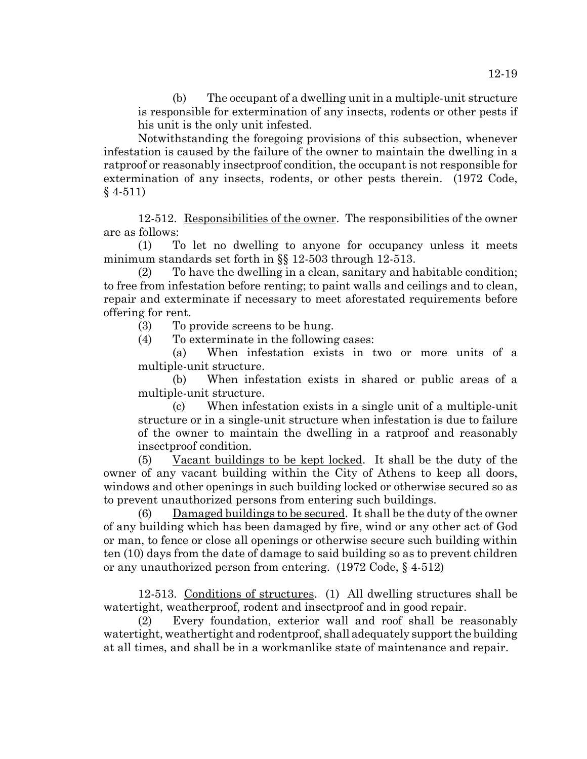(b) The occupant of a dwelling unit in a multiple-unit structure is responsible for extermination of any insects, rodents or other pests if his unit is the only unit infested.

Notwithstanding the foregoing provisions of this subsection, whenever infestation is caused by the failure of the owner to maintain the dwelling in a ratproof or reasonably insectproof condition, the occupant is not responsible for extermination of any insects, rodents, or other pests therein. (1972 Code, § 4-511)

12-512. Responsibilities of the owner. The responsibilities of the owner are as follows:

(1) To let no dwelling to anyone for occupancy unless it meets minimum standards set forth in §§ 12-503 through 12-513.

(2) To have the dwelling in a clean, sanitary and habitable condition; to free from infestation before renting; to paint walls and ceilings and to clean, repair and exterminate if necessary to meet aforestated requirements before offering for rent.

(3) To provide screens to be hung.

(4) To exterminate in the following cases:

(a) When infestation exists in two or more units of a multiple-unit structure.

(b) When infestation exists in shared or public areas of a multiple-unit structure.

(c) When infestation exists in a single unit of a multiple-unit structure or in a single-unit structure when infestation is due to failure of the owner to maintain the dwelling in a ratproof and reasonably insectproof condition.

(5) Vacant buildings to be kept locked. It shall be the duty of the owner of any vacant building within the City of Athens to keep all doors, windows and other openings in such building locked or otherwise secured so as to prevent unauthorized persons from entering such buildings.

(6) Damaged buildings to be secured. It shall be the duty of the owner of any building which has been damaged by fire, wind or any other act of God or man, to fence or close all openings or otherwise secure such building within ten (10) days from the date of damage to said building so as to prevent children or any unauthorized person from entering. (1972 Code, § 4-512)

12-513. Conditions of structures. (1) All dwelling structures shall be watertight, weatherproof, rodent and insectproof and in good repair.

(2) Every foundation, exterior wall and roof shall be reasonably watertight, weathertight and rodentproof, shall adequately support the building at all times, and shall be in a workmanlike state of maintenance and repair.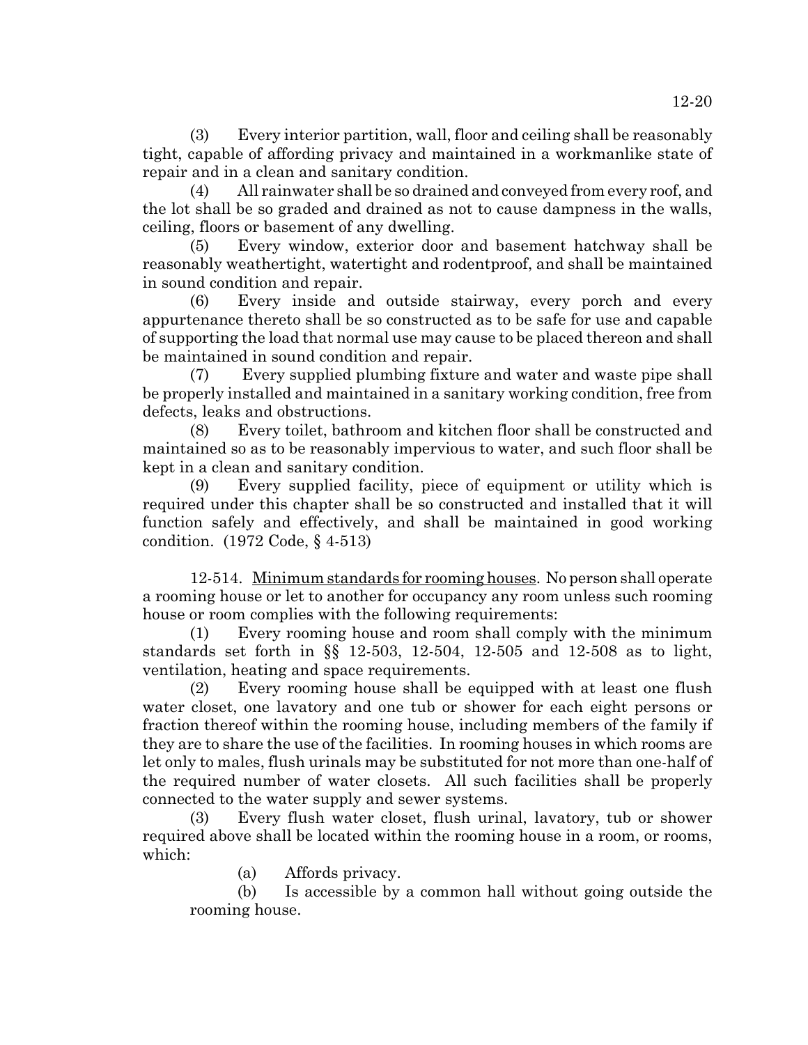(3) Every interior partition, wall, floor and ceiling shall be reasonably tight, capable of affording privacy and maintained in a workmanlike state of repair and in a clean and sanitary condition.

(4) All rainwater shall be so drained and conveyed from every roof, and the lot shall be so graded and drained as not to cause dampness in the walls, ceiling, floors or basement of any dwelling.

(5) Every window, exterior door and basement hatchway shall be reasonably weathertight, watertight and rodentproof, and shall be maintained in sound condition and repair.

(6) Every inside and outside stairway, every porch and every appurtenance thereto shall be so constructed as to be safe for use and capable of supporting the load that normal use may cause to be placed thereon and shall be maintained in sound condition and repair.

(7) Every supplied plumbing fixture and water and waste pipe shall be properly installed and maintained in a sanitary working condition, free from defects, leaks and obstructions.

(8) Every toilet, bathroom and kitchen floor shall be constructed and maintained so as to be reasonably impervious to water, and such floor shall be kept in a clean and sanitary condition.

(9) Every supplied facility, piece of equipment or utility which is required under this chapter shall be so constructed and installed that it will function safely and effectively, and shall be maintained in good working condition. (1972 Code, § 4-513)

12-514. Minimum standards for rooming houses. No person shall operate a rooming house or let to another for occupancy any room unless such rooming house or room complies with the following requirements:

(1) Every rooming house and room shall comply with the minimum standards set forth in §§ 12-503, 12-504, 12-505 and 12-508 as to light, ventilation, heating and space requirements.

(2) Every rooming house shall be equipped with at least one flush water closet, one lavatory and one tub or shower for each eight persons or fraction thereof within the rooming house, including members of the family if they are to share the use of the facilities. In rooming houses in which rooms are let only to males, flush urinals may be substituted for not more than one-half of the required number of water closets. All such facilities shall be properly connected to the water supply and sewer systems.

(3) Every flush water closet, flush urinal, lavatory, tub or shower required above shall be located within the rooming house in a room, or rooms, which:

(a) Affords privacy.

(b) Is accessible by a common hall without going outside the rooming house.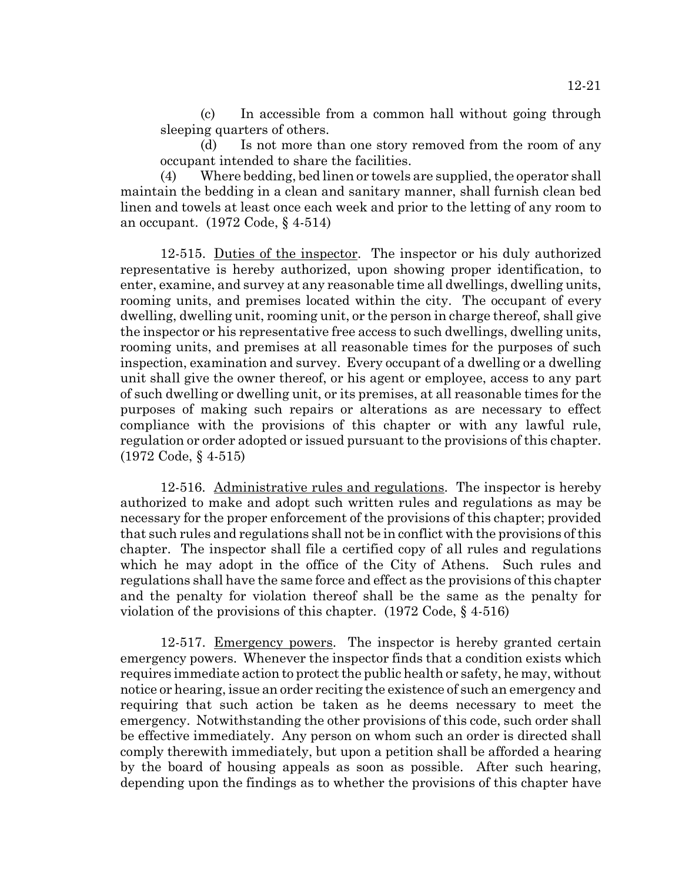(c) In accessible from a common hall without going through sleeping quarters of others.

(d) Is not more than one story removed from the room of any occupant intended to share the facilities.

(4) Where bedding, bed linen or towels are supplied, the operator shall maintain the bedding in a clean and sanitary manner, shall furnish clean bed linen and towels at least once each week and prior to the letting of any room to an occupant. (1972 Code, § 4-514)

12-515. Duties of the inspector. The inspector or his duly authorized representative is hereby authorized, upon showing proper identification, to enter, examine, and survey at any reasonable time all dwellings, dwelling units, rooming units, and premises located within the city. The occupant of every dwelling, dwelling unit, rooming unit, or the person in charge thereof, shall give the inspector or his representative free access to such dwellings, dwelling units, rooming units, and premises at all reasonable times for the purposes of such inspection, examination and survey. Every occupant of a dwelling or a dwelling unit shall give the owner thereof, or his agent or employee, access to any part of such dwelling or dwelling unit, or its premises, at all reasonable times for the purposes of making such repairs or alterations as are necessary to effect compliance with the provisions of this chapter or with any lawful rule, regulation or order adopted or issued pursuant to the provisions of this chapter. (1972 Code, § 4-515)

12-516. Administrative rules and regulations. The inspector is hereby authorized to make and adopt such written rules and regulations as may be necessary for the proper enforcement of the provisions of this chapter; provided that such rules and regulations shall not be in conflict with the provisions of this chapter. The inspector shall file a certified copy of all rules and regulations which he may adopt in the office of the City of Athens. Such rules and regulations shall have the same force and effect as the provisions of this chapter and the penalty for violation thereof shall be the same as the penalty for violation of the provisions of this chapter. (1972 Code, § 4-516)

12-517. Emergency powers. The inspector is hereby granted certain emergency powers. Whenever the inspector finds that a condition exists which requires immediate action to protect the public health or safety, he may, without notice or hearing, issue an order reciting the existence of such an emergency and requiring that such action be taken as he deems necessary to meet the emergency. Notwithstanding the other provisions of this code, such order shall be effective immediately. Any person on whom such an order is directed shall comply therewith immediately, but upon a petition shall be afforded a hearing by the board of housing appeals as soon as possible. After such hearing, depending upon the findings as to whether the provisions of this chapter have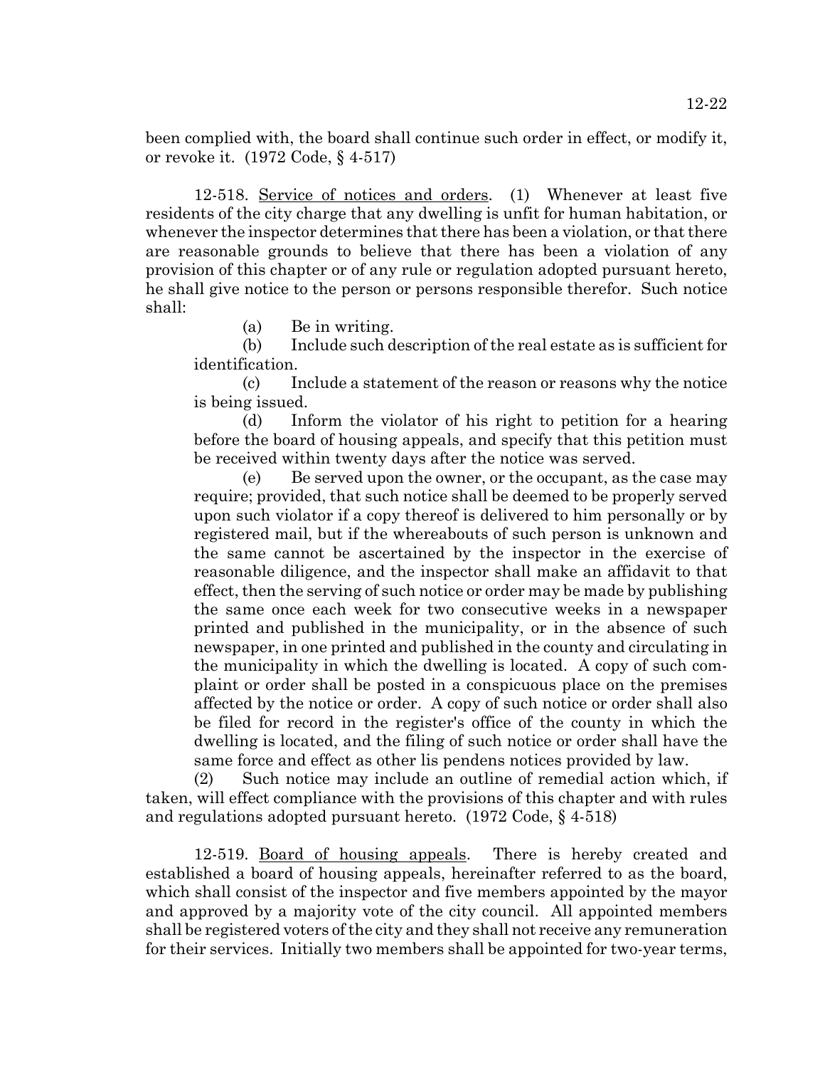been complied with, the board shall continue such order in effect, or modify it, or revoke it. (1972 Code, § 4-517)

12-518. Service of notices and orders. (1) Whenever at least five residents of the city charge that any dwelling is unfit for human habitation, or whenever the inspector determines that there has been a violation, or that there are reasonable grounds to believe that there has been a violation of any provision of this chapter or of any rule or regulation adopted pursuant hereto, he shall give notice to the person or persons responsible therefor. Such notice shall:

(a) Be in writing.

(b) Include such description of the real estate as is sufficient for identification.

(c) Include a statement of the reason or reasons why the notice is being issued.

(d) Inform the violator of his right to petition for a hearing before the board of housing appeals, and specify that this petition must be received within twenty days after the notice was served.

(e) Be served upon the owner, or the occupant, as the case may require; provided, that such notice shall be deemed to be properly served upon such violator if a copy thereof is delivered to him personally or by registered mail, but if the whereabouts of such person is unknown and the same cannot be ascertained by the inspector in the exercise of reasonable diligence, and the inspector shall make an affidavit to that effect, then the serving of such notice or order may be made by publishing the same once each week for two consecutive weeks in a newspaper printed and published in the municipality, or in the absence of such newspaper, in one printed and published in the county and circulating in the municipality in which the dwelling is located. A copy of such complaint or order shall be posted in a conspicuous place on the premises affected by the notice or order. A copy of such notice or order shall also be filed for record in the register's office of the county in which the dwelling is located, and the filing of such notice or order shall have the same force and effect as other lis pendens notices provided by law.

(2) Such notice may include an outline of remedial action which, if taken, will effect compliance with the provisions of this chapter and with rules and regulations adopted pursuant hereto. (1972 Code, § 4-518)

12-519. Board of housing appeals. There is hereby created and established a board of housing appeals, hereinafter referred to as the board, which shall consist of the inspector and five members appointed by the mayor and approved by a majority vote of the city council. All appointed members shall be registered voters of the city and they shall not receive any remuneration for their services. Initially two members shall be appointed for two-year terms,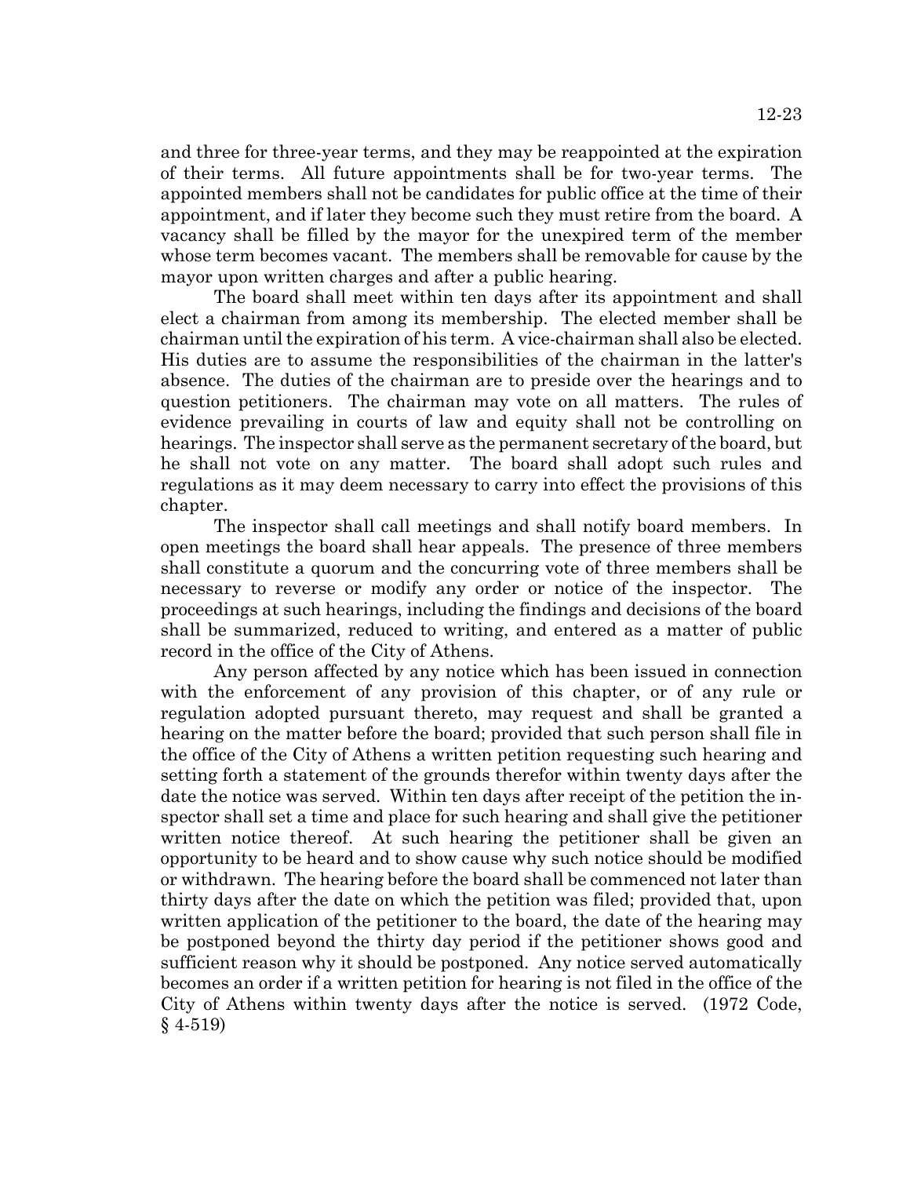and three for three-year terms, and they may be reappointed at the expiration of their terms. All future appointments shall be for two-year terms. The appointed members shall not be candidates for public office at the time of their appointment, and if later they become such they must retire from the board. A vacancy shall be filled by the mayor for the unexpired term of the member whose term becomes vacant. The members shall be removable for cause by the mayor upon written charges and after a public hearing.

The board shall meet within ten days after its appointment and shall elect a chairman from among its membership. The elected member shall be chairman until the expiration of his term. A vice-chairman shall also be elected. His duties are to assume the responsibilities of the chairman in the latter's absence. The duties of the chairman are to preside over the hearings and to question petitioners. The chairman may vote on all matters. The rules of evidence prevailing in courts of law and equity shall not be controlling on hearings. The inspector shall serve as the permanent secretary of the board, but he shall not vote on any matter. The board shall adopt such rules and regulations as it may deem necessary to carry into effect the provisions of this chapter.

The inspector shall call meetings and shall notify board members. In open meetings the board shall hear appeals. The presence of three members shall constitute a quorum and the concurring vote of three members shall be necessary to reverse or modify any order or notice of the inspector. The proceedings at such hearings, including the findings and decisions of the board shall be summarized, reduced to writing, and entered as a matter of public record in the office of the City of Athens.

Any person affected by any notice which has been issued in connection with the enforcement of any provision of this chapter, or of any rule or regulation adopted pursuant thereto, may request and shall be granted a hearing on the matter before the board; provided that such person shall file in the office of the City of Athens a written petition requesting such hearing and setting forth a statement of the grounds therefor within twenty days after the date the notice was served. Within ten days after receipt of the petition the inspector shall set a time and place for such hearing and shall give the petitioner written notice thereof. At such hearing the petitioner shall be given an opportunity to be heard and to show cause why such notice should be modified or withdrawn. The hearing before the board shall be commenced not later than thirty days after the date on which the petition was filed; provided that, upon written application of the petitioner to the board, the date of the hearing may be postponed beyond the thirty day period if the petitioner shows good and sufficient reason why it should be postponed. Any notice served automatically becomes an order if a written petition for hearing is not filed in the office of the City of Athens within twenty days after the notice is served. (1972 Code, § 4-519)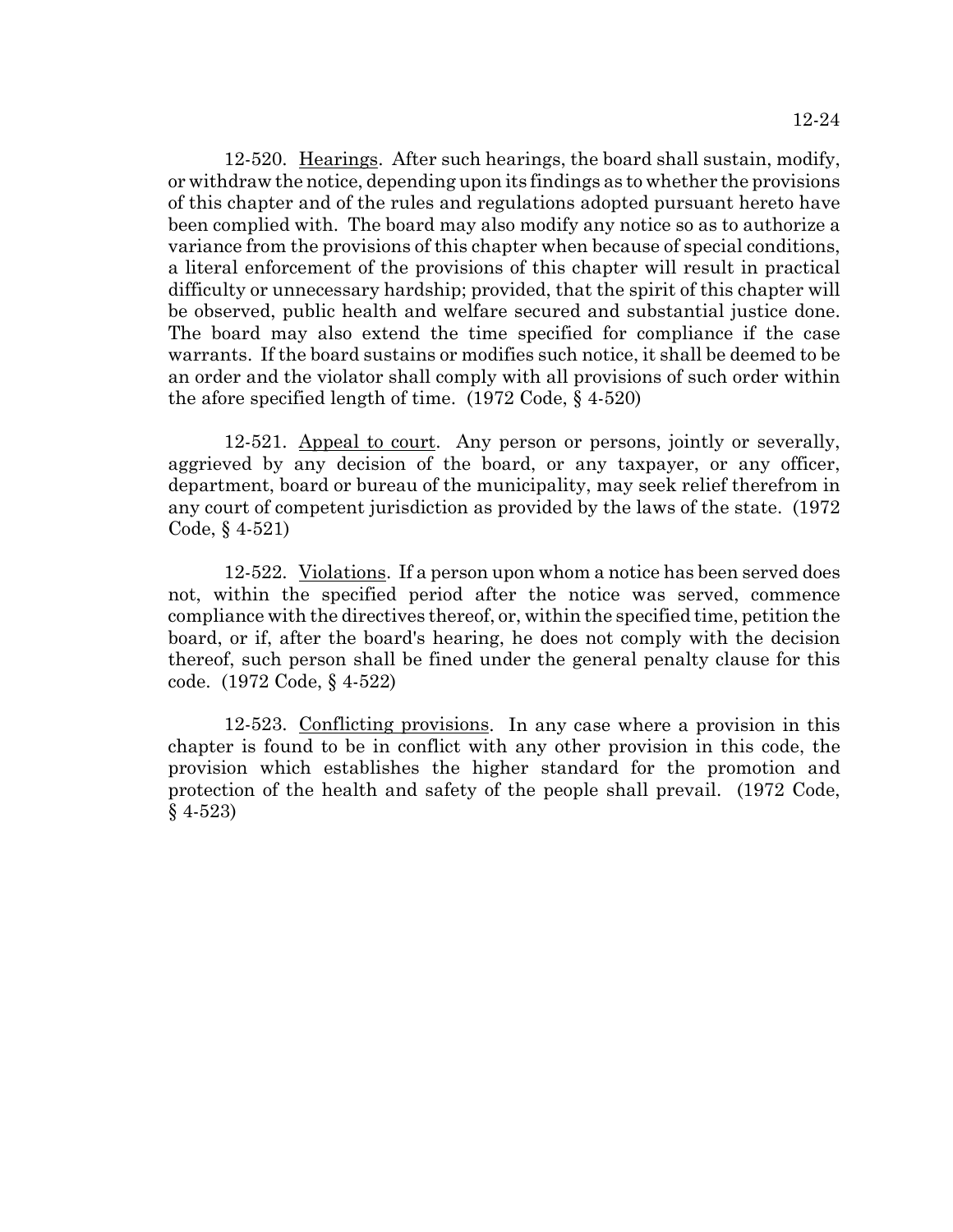12-520. Hearings. After such hearings, the board shall sustain, modify, or withdraw the notice, depending upon its findings as to whether the provisions of this chapter and of the rules and regulations adopted pursuant hereto have been complied with. The board may also modify any notice so as to authorize a variance from the provisions of this chapter when because of special conditions, a literal enforcement of the provisions of this chapter will result in practical difficulty or unnecessary hardship; provided, that the spirit of this chapter will be observed, public health and welfare secured and substantial justice done. The board may also extend the time specified for compliance if the case warrants. If the board sustains or modifies such notice, it shall be deemed to be an order and the violator shall comply with all provisions of such order within the afore specified length of time. (1972 Code, § 4-520)

12-521. Appeal to court. Any person or persons, jointly or severally, aggrieved by any decision of the board, or any taxpayer, or any officer, department, board or bureau of the municipality, may seek relief therefrom in any court of competent jurisdiction as provided by the laws of the state. (1972 Code, § 4-521)

12-522. Violations. If a person upon whom a notice has been served does not, within the specified period after the notice was served, commence compliance with the directives thereof, or, within the specified time, petition the board, or if, after the board's hearing, he does not comply with the decision thereof, such person shall be fined under the general penalty clause for this code. (1972 Code, § 4-522)

12-523. Conflicting provisions. In any case where a provision in this chapter is found to be in conflict with any other provision in this code, the provision which establishes the higher standard for the promotion and protection of the health and safety of the people shall prevail. (1972 Code, § 4-523)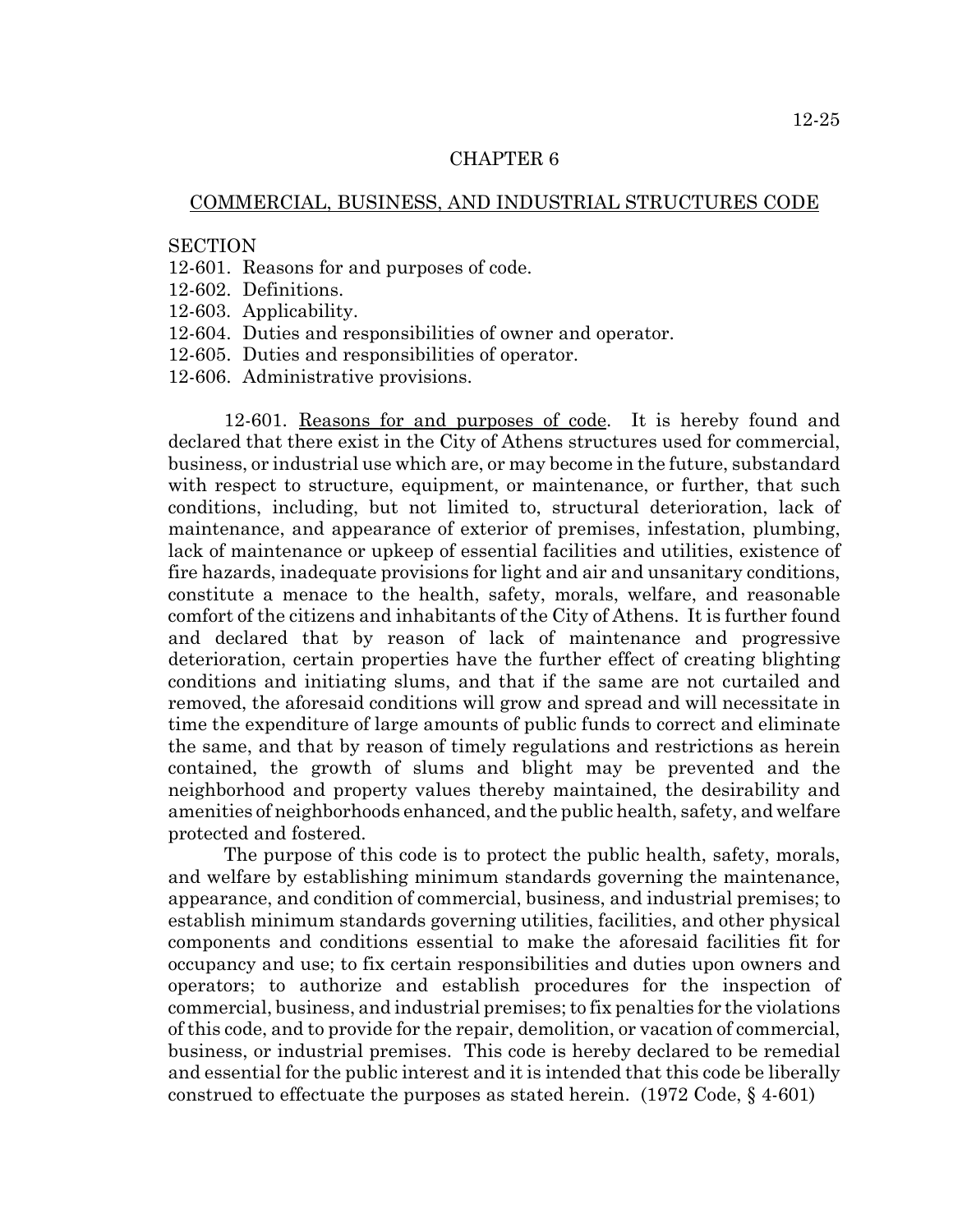# CHAPTER 6

## COMMERCIAL, BUSINESS, AND INDUSTRIAL STRUCTURES CODE

SECTION
12-601. Reasons for and purposes of code.
12-602. Definitions.
12-603. Applicability.
12-604. Duties and responsibilities of owner and operator.
12-605. Duties and responsibilities of operator.
12-606. Administrative provisions.

12-601. Reasons for and purposes of code. It is hereby found and declared that there exist in the City of Athens structures used for commercial, business, or industrial use which are, or may become in the future, substandard with respect to structure, equipment, or maintenance, or further, that such conditions, including, but not limited to, structural deterioration, lack of maintenance, and appearance of exterior of premises, infestation, plumbing, lack of maintenance or upkeep of essential facilities and utilities, existence of fire hazards, inadequate provisions for light and air and unsanitary conditions, constitute a menace to the health, safety, morals, welfare, and reasonable comfort of the citizens and inhabitants of the City of Athens. It is further found and declared that by reason of lack of maintenance and progressive deterioration, certain properties have the further effect of creating blighting conditions and initiating slums, and that if the same are not curtailed and removed, the aforesaid conditions will grow and spread and will necessitate in time the expenditure of large amounts of public funds to correct and eliminate the same, and that by reason of timely regulations and restrictions as herein contained, the growth of slums and blight may be prevented and the neighborhood and property values thereby maintained, the desirability and amenities of neighborhoods enhanced, and the public health, safety, and welfare protected and fostered.

The purpose of this code is to protect the public health, safety, morals, and welfare by establishing minimum standards governing the maintenance, appearance, and condition of commercial, business, and industrial premises; to establish minimum standards governing utilities, facilities, and other physical components and conditions essential to make the aforesaid facilities fit for occupancy and use; to fix certain responsibilities and duties upon owners and operators; to authorize and establish procedures for the inspection of commercial, business, and industrial premises; to fix penalties for the violations of this code, and to provide for the repair, demolition, or vacation of commercial, business, or industrial premises. This code is hereby declared to be remedial and essential for the public interest and it is intended that this code be liberally construed to effectuate the purposes as stated herein. (1972 Code, § 4-601)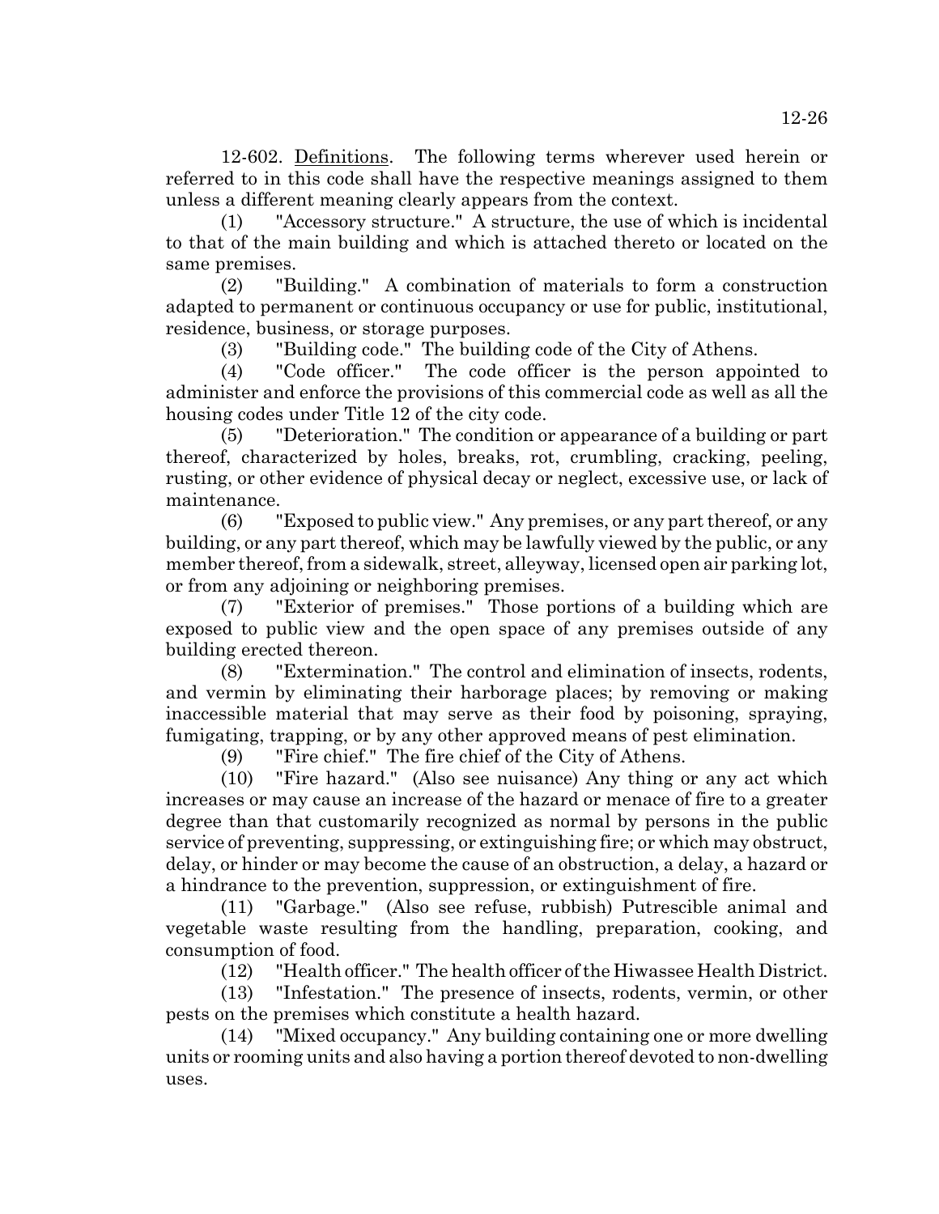12-602. Definitions. The following terms wherever used herein or referred to in this code shall have the respective meanings assigned to them unless a different meaning clearly appears from the context.

(1) "Accessory structure." A structure, the use of which is incidental to that of the main building and which is attached thereto or located on the same premises.

(2) "Building." A combination of materials to form a construction adapted to permanent or continuous occupancy or use for public, institutional, residence, business, or storage purposes.

(3) "Building code." The building code of the City of Athens.

(4) "Code officer." The code officer is the person appointed to administer and enforce the provisions of this commercial code as well as all the housing codes under Title 12 of the city code.

(5) "Deterioration." The condition or appearance of a building or part thereof, characterized by holes, breaks, rot, crumbling, cracking, peeling, rusting, or other evidence of physical decay or neglect, excessive use, or lack of maintenance.

(6) "Exposed to public view." Any premises, or any part thereof, or any building, or any part thereof, which may be lawfully viewed by the public, or any member thereof, from a sidewalk, street, alleyway, licensed open air parking lot, or from any adjoining or neighboring premises.

(7) "Exterior of premises." Those portions of a building which are exposed to public view and the open space of any premises outside of any building erected thereon.

(8) "Extermination." The control and elimination of insects, rodents, and vermin by eliminating their harborage places; by removing or making inaccessible material that may serve as their food by poisoning, spraying, fumigating, trapping, or by any other approved means of pest elimination.

(9) "Fire chief." The fire chief of the City of Athens.

(10) "Fire hazard." (Also see nuisance) Any thing or any act which increases or may cause an increase of the hazard or menace of fire to a greater degree than that customarily recognized as normal by persons in the public service of preventing, suppressing, or extinguishing fire; or which may obstruct, delay, or hinder or may become the cause of an obstruction, a delay, a hazard or a hindrance to the prevention, suppression, or extinguishment of fire.

(11) "Garbage." (Also see refuse, rubbish) Putrescible animal and vegetable waste resulting from the handling, preparation, cooking, and consumption of food.

(12) "Health officer." The health officer of the Hiwassee Health District.

(13) "Infestation." The presence of insects, rodents, vermin, or other pests on the premises which constitute a health hazard.

(14) "Mixed occupancy." Any building containing one or more dwelling units or rooming units and also having a portion thereof devoted to non-dwelling uses.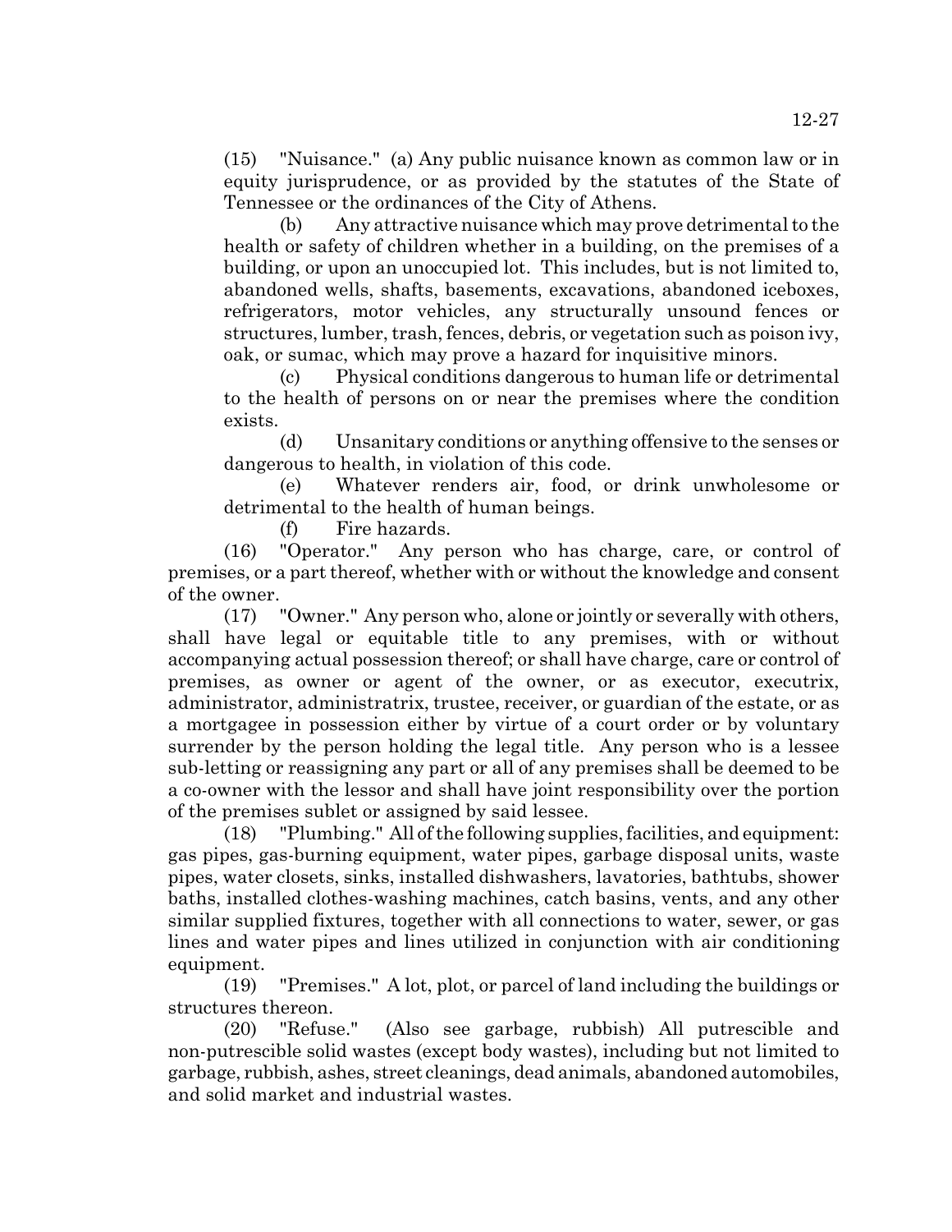(15) "Nuisance." (a) Any public nuisance known as common law or in equity jurisprudence, or as provided by the statutes of the State of Tennessee or the ordinances of the City of Athens.

(b) Any attractive nuisance which may prove detrimental to the health or safety of children whether in a building, on the premises of a building, or upon an unoccupied lot. This includes, but is not limited to, abandoned wells, shafts, basements, excavations, abandoned iceboxes, refrigerators, motor vehicles, any structurally unsound fences or structures, lumber, trash, fences, debris, or vegetation such as poison ivy, oak, or sumac, which may prove a hazard for inquisitive minors.

(c) Physical conditions dangerous to human life or detrimental to the health of persons on or near the premises where the condition exists.

(d) Unsanitary conditions or anything offensive to the senses or dangerous to health, in violation of this code.

(e) Whatever renders air, food, or drink unwholesome or detrimental to the health of human beings.

(f) Fire hazards.

(16) "Operator." Any person who has charge, care, or control of premises, or a part thereof, whether with or without the knowledge and consent of the owner.

(17) "Owner." Any person who, alone or jointly or severally with others, shall have legal or equitable title to any premises, with or without accompanying actual possession thereof; or shall have charge, care or control of premises, as owner or agent of the owner, or as executor, executrix, administrator, administratrix, trustee, receiver, or guardian of the estate, or as a mortgagee in possession either by virtue of a court order or by voluntary surrender by the person holding the legal title. Any person who is a lessee sub-letting or reassigning any part or all of any premises shall be deemed to be a co-owner with the lessor and shall have joint responsibility over the portion of the premises sublet or assigned by said lessee.

(18) "Plumbing." All of the following supplies, facilities, and equipment: gas pipes, gas-burning equipment, water pipes, garbage disposal units, waste pipes, water closets, sinks, installed dishwashers, lavatories, bathtubs, shower baths, installed clothes-washing machines, catch basins, vents, and any other similar supplied fixtures, together with all connections to water, sewer, or gas lines and water pipes and lines utilized in conjunction with air conditioning equipment.

(19) "Premises." A lot, plot, or parcel of land including the buildings or structures thereon.

(20) "Refuse." (Also see garbage, rubbish) All putrescible and non-putrescible solid wastes (except body wastes), including but not limited to garbage, rubbish, ashes, street cleanings, dead animals, abandoned automobiles, and solid market and industrial wastes.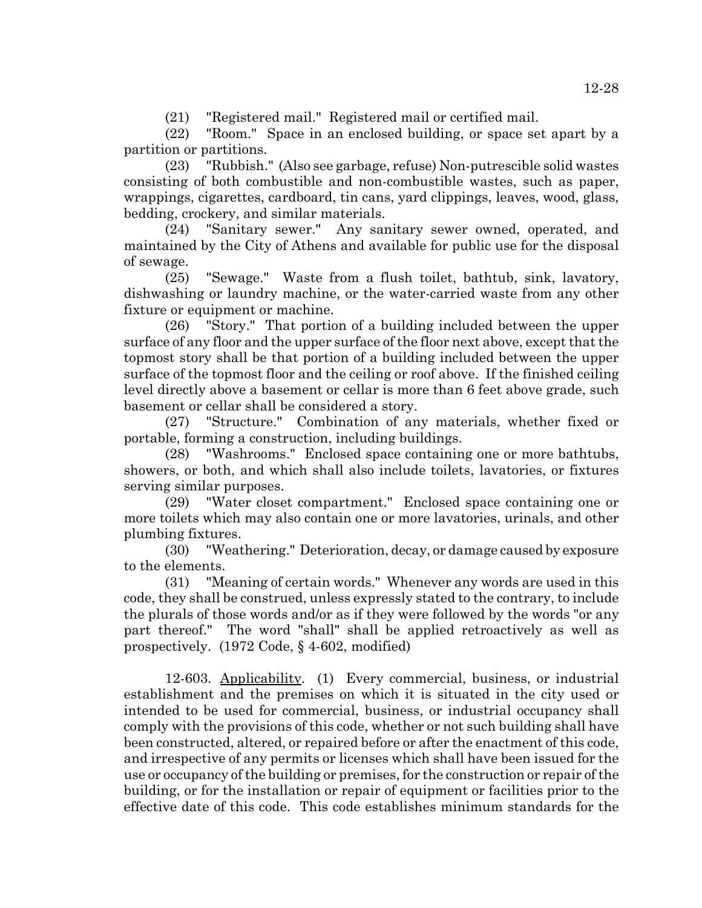(21) "Registered mail." Registered mail or certified mail.

(22) "Room." Space in an enclosed building, or space set apart by a partition or partitions.

(23) "Rubbish." (Also see garbage, refuse) Non-putrescible solid wastes consisting of both combustible and non-combustible wastes, such as paper, wrappings, cigarettes, cardboard, tin cans, yard clippings, leaves, wood, glass, bedding, crockery, and similar materials.

(24) "Sanitary sewer." Any sanitary sewer owned, operated, and maintained by the City of Athens and available for public use for the disposal of sewage.

(25) "Sewage." Waste from a flush toilet, bathtub, sink, lavatory, dishwashing or laundry machine, or the water-carried waste from any other fixture or equipment or machine.

(26) "Story." That portion of a building included between the upper surface of any floor and the upper surface of the floor next above, except that the topmost story shall be that portion of a building included between the upper surface of the topmost floor and the ceiling or roof above. If the finished ceiling level directly above a basement or cellar is more than 6 feet above grade, such basement or cellar shall be considered a story.

(27) "Structure." Combination of any materials, whether fixed or portable, forming a construction, including buildings.

(28) "Washrooms." Enclosed space containing one or more bathtubs, showers, or both, and which shall also include toilets, lavatories, or fixtures serving similar purposes.

(29) "Water closet compartment." Enclosed space containing one or more toilets which may also contain one or more lavatories, urinals, and other plumbing fixtures.

(30) "Weathering." Deterioration, decay, or damage caused by exposure to the elements.

(31) "Meaning of certain words." Whenever any words are used in this code, they shall be construed, unless expressly stated to the contrary, to include the plurals of those words and/or as if they were followed by the words "or any part thereof." The word "shall" shall be applied retroactively as well as prospectively. (1972 Code, § 4-602, modified)

12-603. Applicability. (1) Every commercial, business, or industrial establishment and the premises on which it is situated in the city used or intended to be used for commercial, business, or industrial occupancy shall comply with the provisions of this code, whether or not such building shall have been constructed, altered, or repaired before or after the enactment of this code, and irrespective of any permits or licenses which shall have been issued for the use or occupancy of the building or premises, for the construction or repair of the building, or for the installation or repair of equipment or facilities prior to the effective date of this code. This code establishes minimum standards for the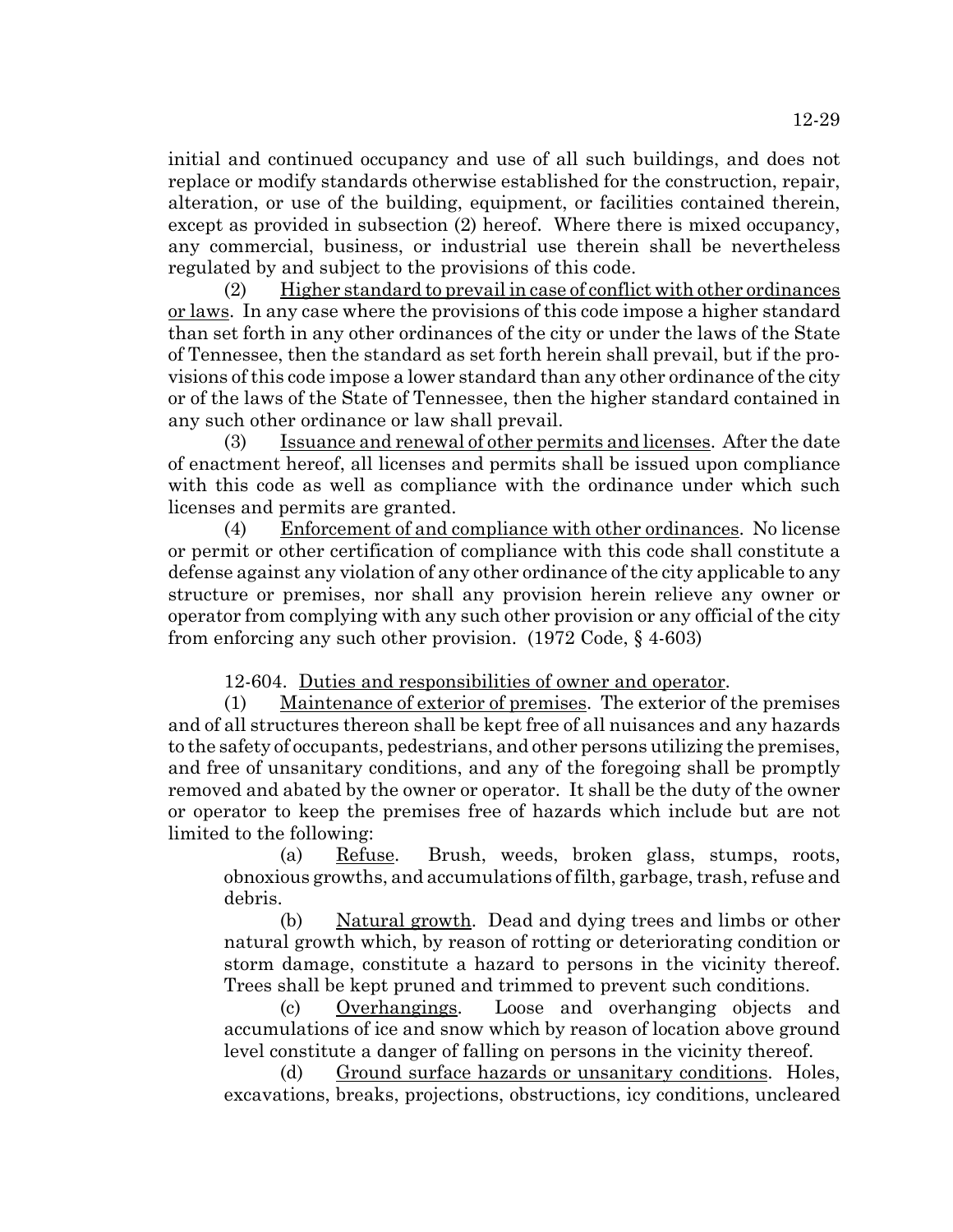initial and continued occupancy and use of all such buildings, and does not replace or modify standards otherwise established for the construction, repair, alteration, or use of the building, equipment, or facilities contained therein, except as provided in subsection (2) hereof. Where there is mixed occupancy, any commercial, business, or industrial use therein shall be nevertheless regulated by and subject to the provisions of this code.

(2) Higher standard to prevail in case of conflict with other ordinances or laws. In any case where the provisions of this code impose a higher standard than set forth in any other ordinances of the city or under the laws of the State of Tennessee, then the standard as set forth herein shall prevail, but if the provisions of this code impose a lower standard than any other ordinance of the city or of the laws of the State of Tennessee, then the higher standard contained in any such other ordinance or law shall prevail.

(3) Issuance and renewal of other permits and licenses. After the date of enactment hereof, all licenses and permits shall be issued upon compliance with this code as well as compliance with the ordinance under which such licenses and permits are granted.

(4) Enforcement of and compliance with other ordinances. No license or permit or other certification of compliance with this code shall constitute a defense against any violation of any other ordinance of the city applicable to any structure or premises, nor shall any provision herein relieve any owner or operator from complying with any such other provision or any official of the city from enforcing any such other provision. (1972 Code, § 4-603)

12-604. Duties and responsibilities of owner and operator.

(1) Maintenance of exterior of premises. The exterior of the premises and of all structures thereon shall be kept free of all nuisances and any hazards to the safety of occupants, pedestrians, and other persons utilizing the premises, and free of unsanitary conditions, and any of the foregoing shall be promptly removed and abated by the owner or operator. It shall be the duty of the owner or operator to keep the premises free of hazards which include but are not limited to the following:

(a) Refuse. Brush, weeds, broken glass, stumps, roots, obnoxious growths, and accumulations of filth, garbage, trash, refuse and debris.

(b) Natural growth. Dead and dying trees and limbs or other natural growth which, by reason of rotting or deteriorating condition or storm damage, constitute a hazard to persons in the vicinity thereof. Trees shall be kept pruned and trimmed to prevent such conditions.

(c) Overhangings. Loose and overhanging objects and accumulations of ice and snow which by reason of location above ground level constitute a danger of falling on persons in the vicinity thereof.

(d) Ground surface hazards or unsanitary conditions. Holes, excavations, breaks, projections, obstructions, icy conditions, uncleared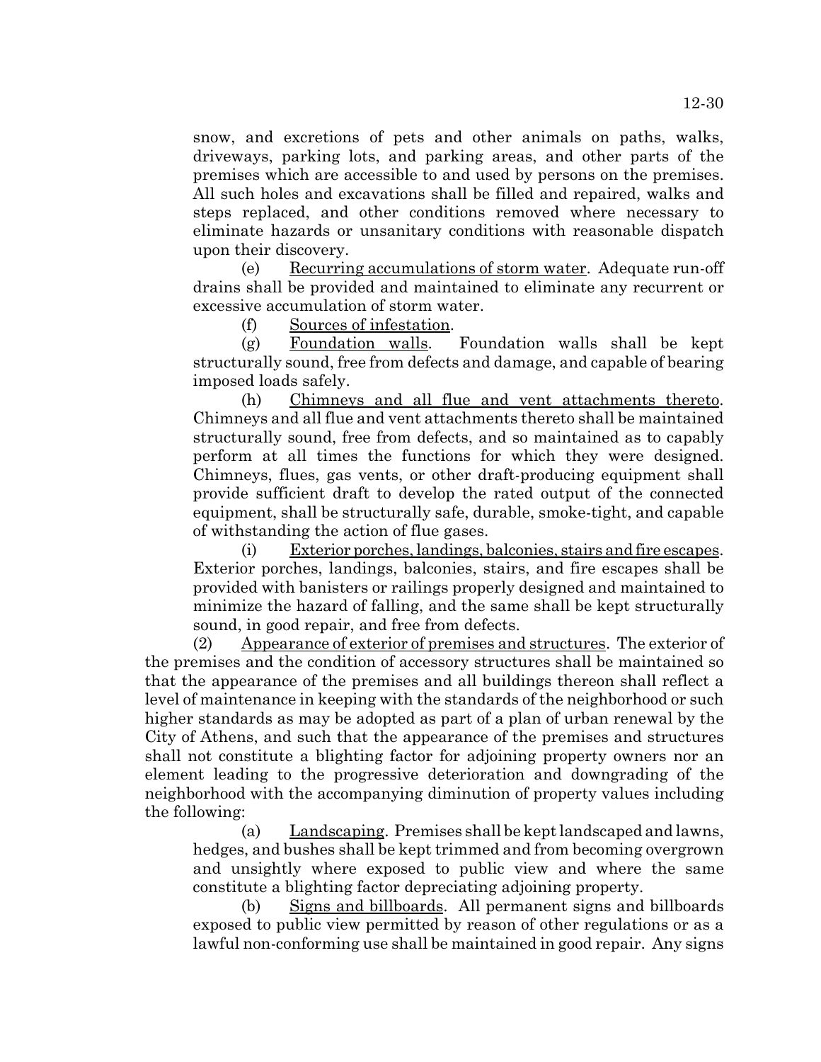snow, and excretions of pets and other animals on paths, walks, driveways, parking lots, and parking areas, and other parts of the premises which are accessible to and used by persons on the premises. All such holes and excavations shall be filled and repaired, walks and steps replaced, and other conditions removed where necessary to eliminate hazards or unsanitary conditions with reasonable dispatch upon their discovery.

(e) Recurring accumulations of storm water. Adequate run-off drains shall be provided and maintained to eliminate any recurrent or excessive accumulation of storm water.

(f) Sources of infestation.

(g) Foundation walls. Foundation walls shall be kept structurally sound, free from defects and damage, and capable of bearing imposed loads safely.

(h) Chimneys and all flue and vent attachments thereto. Chimneys and all flue and vent attachments thereto shall be maintained structurally sound, free from defects, and so maintained as to capably perform at all times the functions for which they were designed. Chimneys, flues, gas vents, or other draft-producing equipment shall provide sufficient draft to develop the rated output of the connected equipment, shall be structurally safe, durable, smoke-tight, and capable of withstanding the action of flue gases.

(i) Exterior porches, landings, balconies, stairs and fire escapes. Exterior porches, landings, balconies, stairs, and fire escapes shall be provided with banisters or railings properly designed and maintained to minimize the hazard of falling, and the same shall be kept structurally sound, in good repair, and free from defects.

(2) Appearance of exterior of premises and structures. The exterior of the premises and the condition of accessory structures shall be maintained so that the appearance of the premises and all buildings thereon shall reflect a level of maintenance in keeping with the standards of the neighborhood or such higher standards as may be adopted as part of a plan of urban renewal by the City of Athens, and such that the appearance of the premises and structures shall not constitute a blighting factor for adjoining property owners nor an element leading to the progressive deterioration and downgrading of the neighborhood with the accompanying diminution of property values including the following:

(a) Landscaping. Premises shall be kept landscaped and lawns, hedges, and bushes shall be kept trimmed and from becoming overgrown and unsightly where exposed to public view and where the same constitute a blighting factor depreciating adjoining property.

(b) Signs and billboards. All permanent signs and billboards exposed to public view permitted by reason of other regulations or as a lawful non-conforming use shall be maintained in good repair. Any signs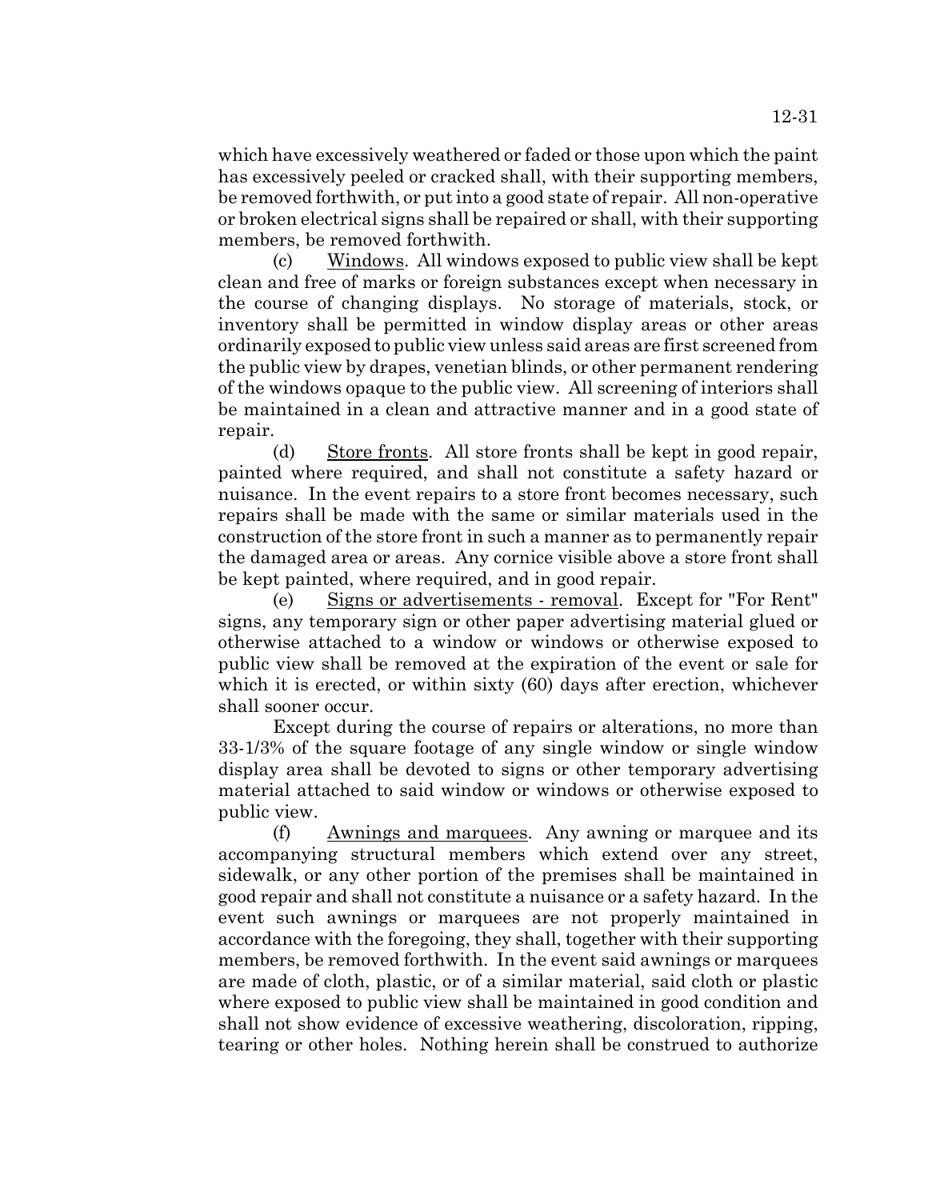which have excessively weathered or faded or those upon which the paint has excessively peeled or cracked shall, with their supporting members, be removed forthwith, or put into a good state of repair. All non-operative or broken electrical signs shall be repaired or shall, with their supporting members, be removed forthwith.

(c) Windows. All windows exposed to public view shall be kept clean and free of marks or foreign substances except when necessary in the course of changing displays. No storage of materials, stock, or inventory shall be permitted in window display areas or other areas ordinarily exposed to public view unless said areas are first screened from the public view by drapes, venetian blinds, or other permanent rendering of the windows opaque to the public view. All screening of interiors shall be maintained in a clean and attractive manner and in a good state of repair.

(d) Store fronts. All store fronts shall be kept in good repair, painted where required, and shall not constitute a safety hazard or nuisance. In the event repairs to a store front becomes necessary, such repairs shall be made with the same or similar materials used in the construction of the store front in such a manner as to permanently repair the damaged area or areas. Any cornice visible above a store front shall be kept painted, where required, and in good repair.

(e) Signs or advertisements - removal. Except for "For Rent" signs, any temporary sign or other paper advertising material glued or otherwise attached to a window or windows or otherwise exposed to public view shall be removed at the expiration of the event or sale for which it is erected, or within sixty (60) days after erection, whichever shall sooner occur.

Except during the course of repairs or alterations, no more than 33-1/3% of the square footage of any single window or single window display area shall be devoted to signs or other temporary advertising material attached to said window or windows or otherwise exposed to public view.

(f) Awnings and marquees. Any awning or marquee and its accompanying structural members which extend over any street, sidewalk, or any other portion of the premises shall be maintained in good repair and shall not constitute a nuisance or a safety hazard. In the event such awnings or marquees are not properly maintained in accordance with the foregoing, they shall, together with their supporting members, be removed forthwith. In the event said awnings or marquees are made of cloth, plastic, or of a similar material, said cloth or plastic where exposed to public view shall be maintained in good condition and shall not show evidence of excessive weathering, discoloration, ripping, tearing or other holes. Nothing herein shall be construed to authorize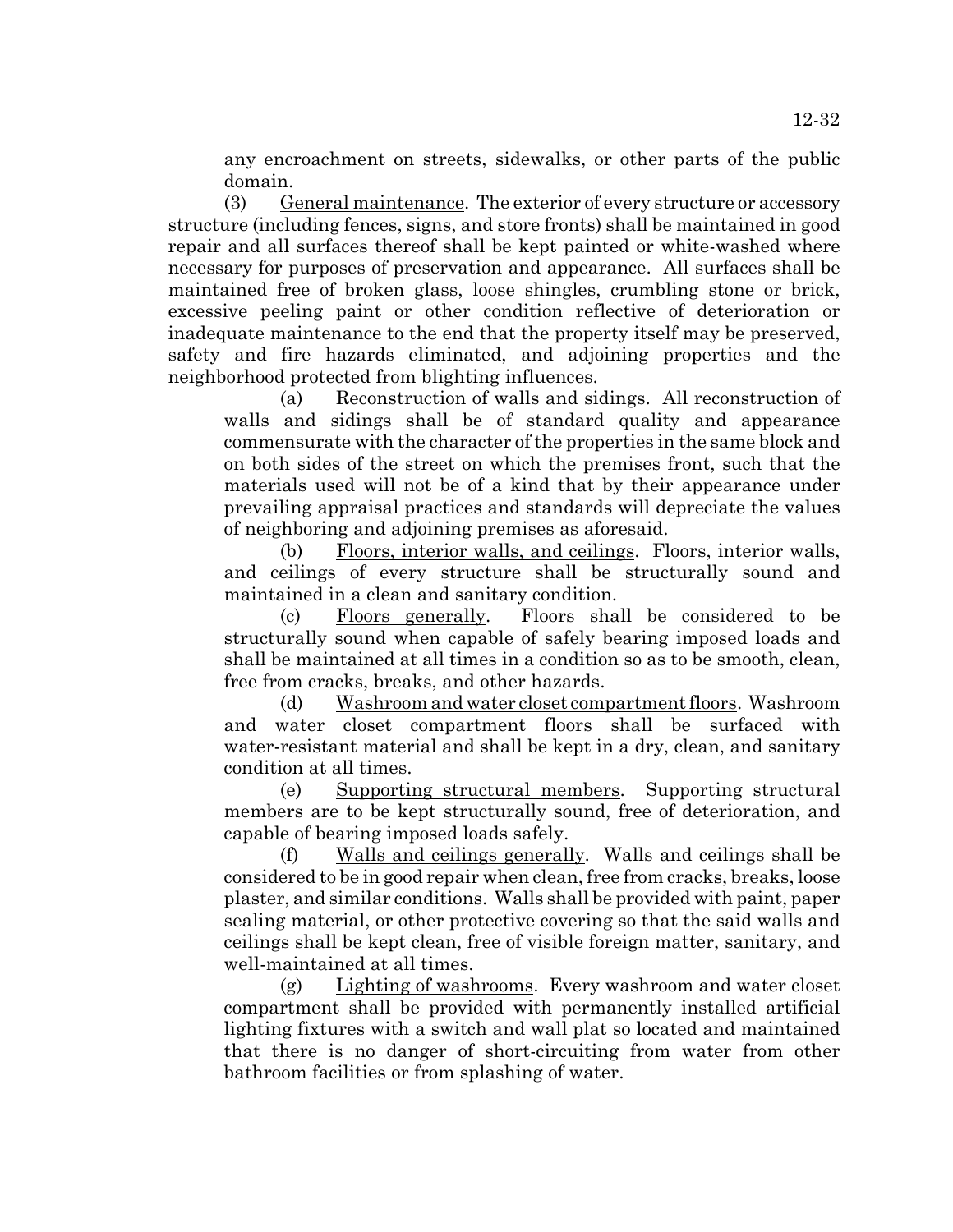any encroachment on streets, sidewalks, or other parts of the public domain.

(3) General maintenance. The exterior of every structure or accessory structure (including fences, signs, and store fronts) shall be maintained in good repair and all surfaces thereof shall be kept painted or white-washed where necessary for purposes of preservation and appearance. All surfaces shall be maintained free of broken glass, loose shingles, crumbling stone or brick, excessive peeling paint or other condition reflective of deterioration or inadequate maintenance to the end that the property itself may be preserved, safety and fire hazards eliminated, and adjoining properties and the neighborhood protected from blighting influences.

(a) Reconstruction of walls and sidings. All reconstruction of walls and sidings shall be of standard quality and appearance commensurate with the character of the properties in the same block and on both sides of the street on which the premises front, such that the materials used will not be of a kind that by their appearance under prevailing appraisal practices and standards will depreciate the values of neighboring and adjoining premises as aforesaid.

(b) Floors, interior walls, and ceilings. Floors, interior walls, and ceilings of every structure shall be structurally sound and maintained in a clean and sanitary condition.

(c) Floors generally. Floors shall be considered to be structurally sound when capable of safely bearing imposed loads and shall be maintained at all times in a condition so as to be smooth, clean, free from cracks, breaks, and other hazards.

(d) Washroom and water closet compartment floors. Washroom and water closet compartment floors shall be surfaced with water-resistant material and shall be kept in a dry, clean, and sanitary condition at all times.

(e) Supporting structural members. Supporting structural members are to be kept structurally sound, free of deterioration, and capable of bearing imposed loads safely.

(f) Walls and ceilings generally. Walls and ceilings shall be considered to be in good repair when clean, free from cracks, breaks, loose plaster, and similar conditions. Walls shall be provided with paint, paper sealing material, or other protective covering so that the said walls and ceilings shall be kept clean, free of visible foreign matter, sanitary, and well-maintained at all times.

(g) Lighting of washrooms. Every washroom and water closet compartment shall be provided with permanently installed artificial lighting fixtures with a switch and wall plat so located and maintained that there is no danger of short-circuiting from water from other bathroom facilities or from splashing of water.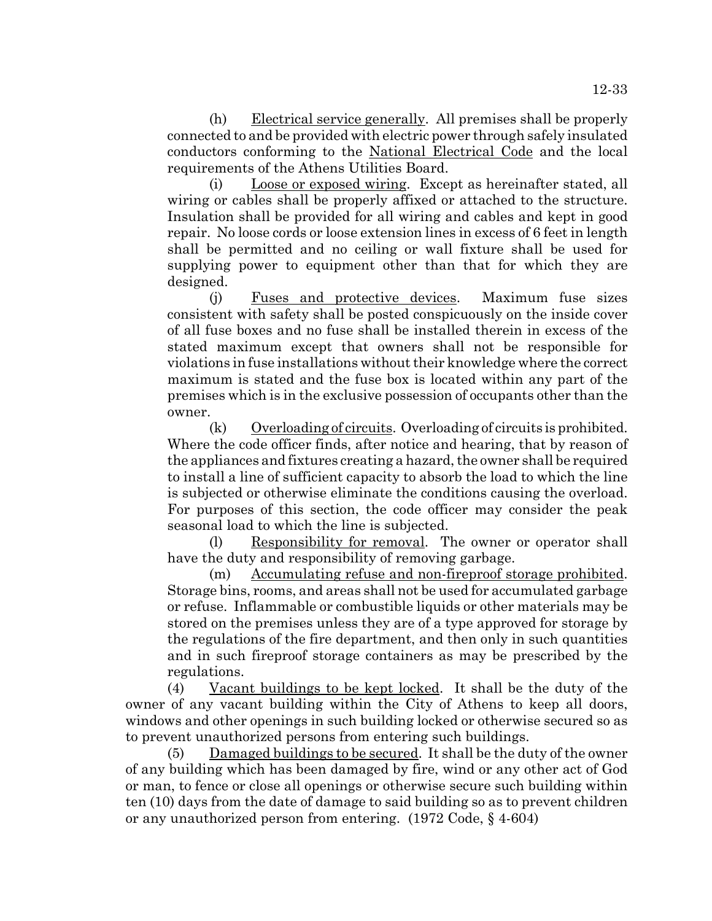(h) Electrical service generally. All premises shall be properly connected to and be provided with electric power through safely insulated conductors conforming to the National Electrical Code and the local requirements of the Athens Utilities Board.

(i) Loose or exposed wiring. Except as hereinafter stated, all wiring or cables shall be properly affixed or attached to the structure. Insulation shall be provided for all wiring and cables and kept in good repair. No loose cords or loose extension lines in excess of 6 feet in length shall be permitted and no ceiling or wall fixture shall be used for supplying power to equipment other than that for which they are designed.

(j) Fuses and protective devices. Maximum fuse sizes consistent with safety shall be posted conspicuously on the inside cover of all fuse boxes and no fuse shall be installed therein in excess of the stated maximum except that owners shall not be responsible for violations in fuse installations without their knowledge where the correct maximum is stated and the fuse box is located within any part of the premises which is in the exclusive possession of occupants other than the owner.

(k) Overloading of circuits. Overloading of circuits is prohibited. Where the code officer finds, after notice and hearing, that by reason of the appliances and fixtures creating a hazard, the owner shall be required to install a line of sufficient capacity to absorb the load to which the line is subjected or otherwise eliminate the conditions causing the overload. For purposes of this section, the code officer may consider the peak seasonal load to which the line is subjected.

(l) Responsibility for removal. The owner or operator shall have the duty and responsibility of removing garbage.

(m) Accumulating refuse and non-fireproof storage prohibited. Storage bins, rooms, and areas shall not be used for accumulated garbage or refuse. Inflammable or combustible liquids or other materials may be stored on the premises unless they are of a type approved for storage by the regulations of the fire department, and then only in such quantities and in such fireproof storage containers as may be prescribed by the regulations.

(4) Vacant buildings to be kept locked. It shall be the duty of the owner of any vacant building within the City of Athens to keep all doors, windows and other openings in such building locked or otherwise secured so as to prevent unauthorized persons from entering such buildings.

(5) Damaged buildings to be secured. It shall be the duty of the owner of any building which has been damaged by fire, wind or any other act of God or man, to fence or close all openings or otherwise secure such building within ten (10) days from the date of damage to said building so as to prevent children or any unauthorized person from entering. (1972 Code, § 4-604)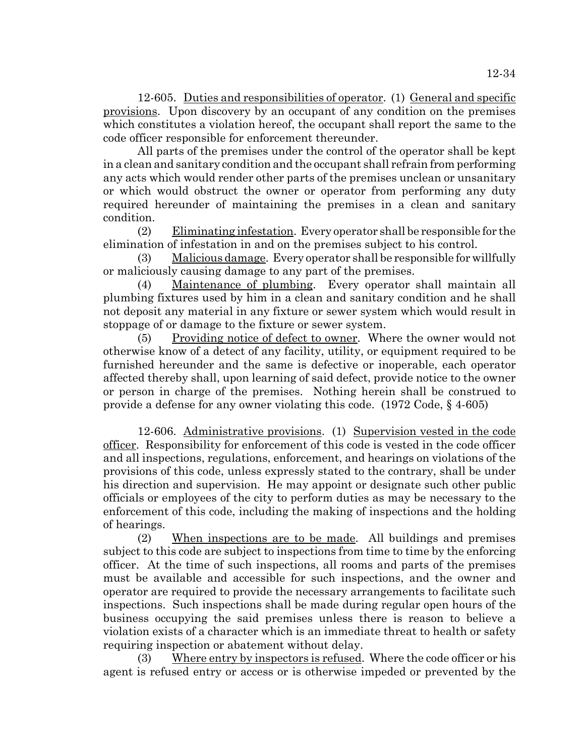12-605. Duties and responsibilities of operator. (1) General and specific provisions. Upon discovery by an occupant of any condition on the premises which constitutes a violation hereof, the occupant shall report the same to the code officer responsible for enforcement thereunder.

All parts of the premises under the control of the operator shall be kept in a clean and sanitary condition and the occupant shall refrain from performing any acts which would render other parts of the premises unclean or unsanitary or which would obstruct the owner or operator from performing any duty required hereunder of maintaining the premises in a clean and sanitary condition.

(2) Eliminating infestation. Every operator shall be responsible for the elimination of infestation in and on the premises subject to his control.

(3) Malicious damage. Every operator shall be responsible for willfully or maliciously causing damage to any part of the premises.

(4) Maintenance of plumbing. Every operator shall maintain all plumbing fixtures used by him in a clean and sanitary condition and he shall not deposit any material in any fixture or sewer system which would result in stoppage of or damage to the fixture or sewer system.

(5) Providing notice of defect to owner. Where the owner would not otherwise know of a detect of any facility, utility, or equipment required to be furnished hereunder and the same is defective or inoperable, each operator affected thereby shall, upon learning of said defect, provide notice to the owner or person in charge of the premises. Nothing herein shall be construed to provide a defense for any owner violating this code. (1972 Code, § 4-605)

12-606. Administrative provisions. (1) Supervision vested in the code officer. Responsibility for enforcement of this code is vested in the code officer and all inspections, regulations, enforcement, and hearings on violations of the provisions of this code, unless expressly stated to the contrary, shall be under his direction and supervision. He may appoint or designate such other public officials or employees of the city to perform duties as may be necessary to the enforcement of this code, including the making of inspections and the holding of hearings.

(2) When inspections are to be made. All buildings and premises subject to this code are subject to inspections from time to time by the enforcing officer. At the time of such inspections, all rooms and parts of the premises must be available and accessible for such inspections, and the owner and operator are required to provide the necessary arrangements to facilitate such inspections. Such inspections shall be made during regular open hours of the business occupying the said premises unless there is reason to believe a violation exists of a character which is an immediate threat to health or safety requiring inspection or abatement without delay.

(3) Where entry by inspectors is refused. Where the code officer or his agent is refused entry or access or is otherwise impeded or prevented by the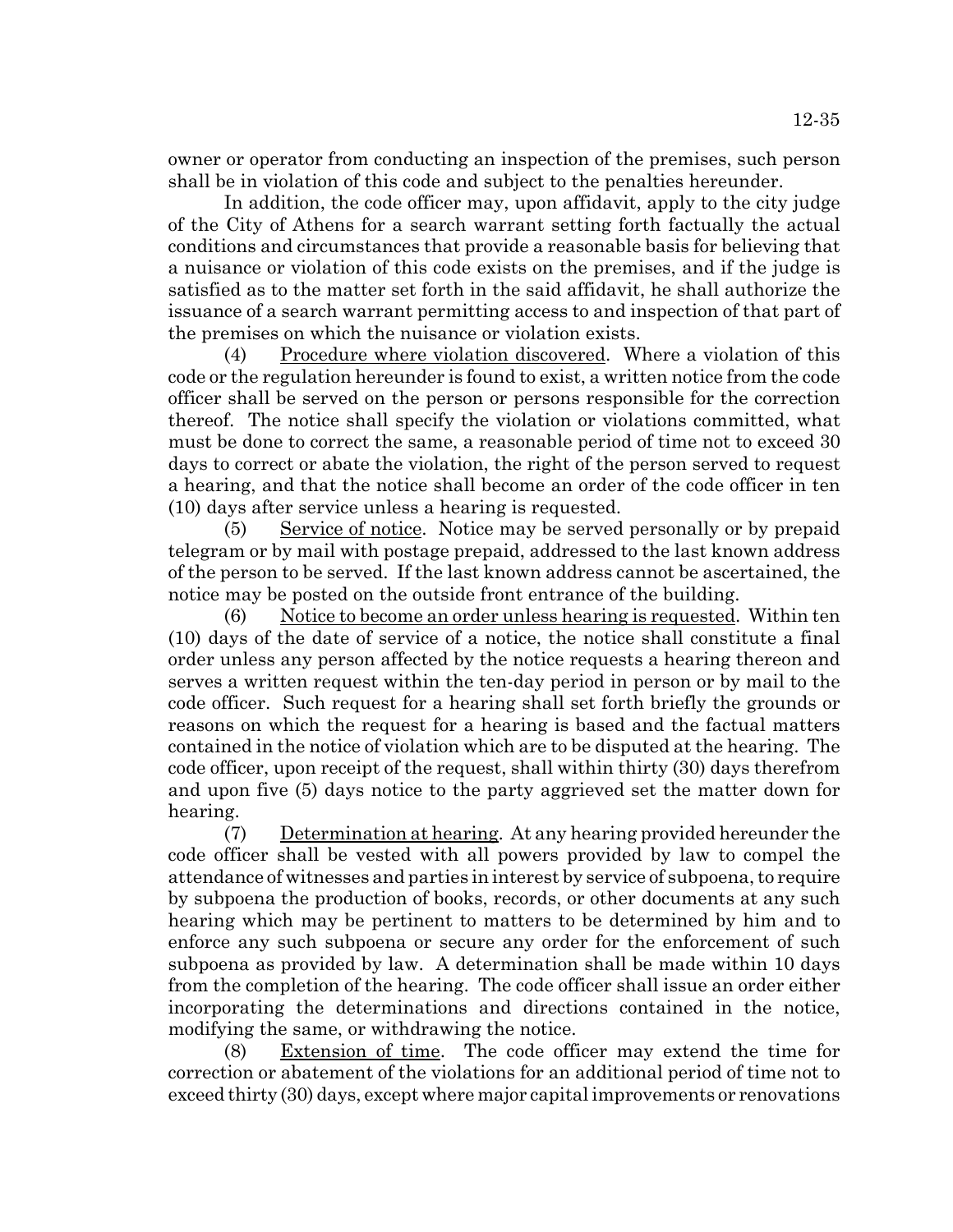owner or operator from conducting an inspection of the premises, such person shall be in violation of this code and subject to the penalties hereunder.

In addition, the code officer may, upon affidavit, apply to the city judge of the City of Athens for a search warrant setting forth factually the actual conditions and circumstances that provide a reasonable basis for believing that a nuisance or violation of this code exists on the premises, and if the judge is satisfied as to the matter set forth in the said affidavit, he shall authorize the issuance of a search warrant permitting access to and inspection of that part of the premises on which the nuisance or violation exists.

(4) Procedure where violation discovered. Where a violation of this code or the regulation hereunder is found to exist, a written notice from the code officer shall be served on the person or persons responsible for the correction thereof. The notice shall specify the violation or violations committed, what must be done to correct the same, a reasonable period of time not to exceed 30 days to correct or abate the violation, the right of the person served to request a hearing, and that the notice shall become an order of the code officer in ten (10) days after service unless a hearing is requested.

(5) Service of notice. Notice may be served personally or by prepaid telegram or by mail with postage prepaid, addressed to the last known address of the person to be served. If the last known address cannot be ascertained, the notice may be posted on the outside front entrance of the building.

(6) Notice to become an order unless hearing is requested. Within ten (10) days of the date of service of a notice, the notice shall constitute a final order unless any person affected by the notice requests a hearing thereon and serves a written request within the ten-day period in person or by mail to the code officer. Such request for a hearing shall set forth briefly the grounds or reasons on which the request for a hearing is based and the factual matters contained in the notice of violation which are to be disputed at the hearing. The code officer, upon receipt of the request, shall within thirty (30) days therefrom and upon five (5) days notice to the party aggrieved set the matter down for hearing.

(7) Determination at hearing. At any hearing provided hereunder the code officer shall be vested with all powers provided by law to compel the attendance of witnesses and parties in interest by service of subpoena, to require by subpoena the production of books, records, or other documents at any such hearing which may be pertinent to matters to be determined by him and to enforce any such subpoena or secure any order for the enforcement of such subpoena as provided by law. A determination shall be made within 10 days from the completion of the hearing. The code officer shall issue an order either incorporating the determinations and directions contained in the notice, modifying the same, or withdrawing the notice.

(8) Extension of time. The code officer may extend the time for correction or abatement of the violations for an additional period of time not to exceed thirty (30) days, except where major capital improvements or renovations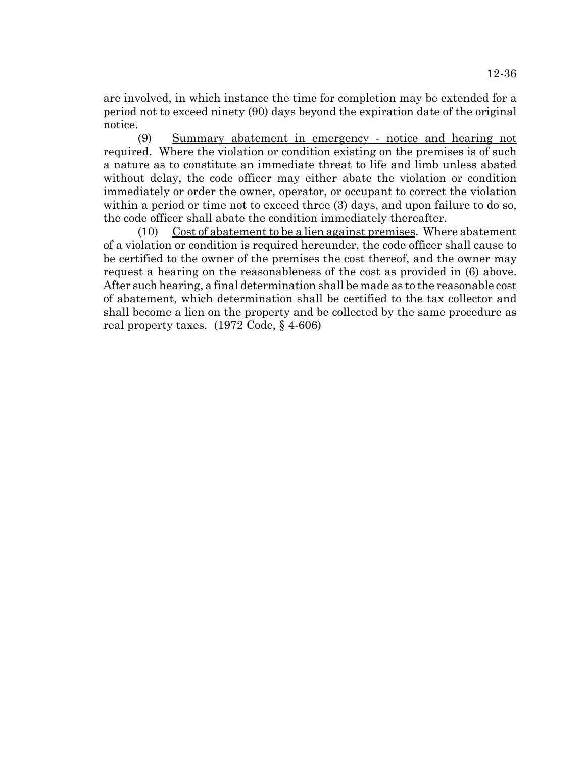are involved, in which instance the time for completion may be extended for a period not to exceed ninety (90) days beyond the expiration date of the original notice.

(9) Summary abatement in emergency - notice and hearing not required. Where the violation or condition existing on the premises is of such a nature as to constitute an immediate threat to life and limb unless abated without delay, the code officer may either abate the violation or condition immediately or order the owner, operator, or occupant to correct the violation within a period or time not to exceed three (3) days, and upon failure to do so, the code officer shall abate the condition immediately thereafter.

(10) Cost of abatement to be a lien against premises. Where abatement of a violation or condition is required hereunder, the code officer shall cause to be certified to the owner of the premises the cost thereof, and the owner may request a hearing on the reasonableness of the cost as provided in (6) above. After such hearing, a final determination shall be made as to the reasonable cost of abatement, which determination shall be certified to the tax collector and shall become a lien on the property and be collected by the same procedure as real property taxes. (1972 Code, § 4-606)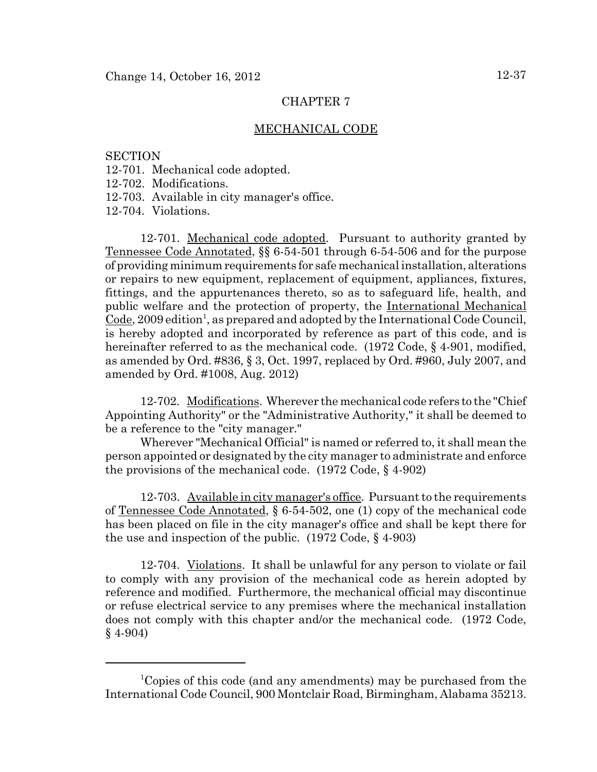# CHAPTER 7

## MECHANICAL CODE

SECTION
12-701. Mechanical code adopted.
12-702. Modifications.
12-703. Available in city manager's office.
12-704. Violations.

12-701. Mechanical code adopted. Pursuant to authority granted by Tennessee Code Annotated, §§ 6-54-501 through 6-54-506 and for the purpose of providing minimum requirements for safe mechanical installation, alterations or repairs to new equipment, replacement of equipment, appliances, fixtures, fittings, and the appurtenances thereto, so as to safeguard life, health, and public welfare and the protection of property, the International Mechanical Code, 2009 edition[1], as prepared and adopted by the International Code Council, is hereby adopted and incorporated by reference as part of this code, and is hereinafter referred to as the mechanical code. (1972 Code, § 4-901, modified, as amended by Ord. #836, § 3, Oct. 1997, replaced by Ord. #960, July 2007, and amended by Ord. #1008, Aug. 2012)

12-702. Modifications. Wherever the mechanical code refers to the "Chief Appointing Authority" or the "Administrative Authority," it shall be deemed to be a reference to the "city manager."

Wherever "Mechanical Official" is named or referred to, it shall mean the person appointed or designated by the city manager to administrate and enforce the provisions of the mechanical code. (1972 Code, § 4-902)

12-703. Available in city manager's office. Pursuant to the requirements of Tennessee Code Annotated, § 6-54-502, one (1) copy of the mechanical code has been placed on file in the city manager's office and shall be kept there for the use and inspection of the public. (1972 Code, § 4-903)

12-704. Violations. It shall be unlawful for any person to violate or fail to comply with any provision of the mechanical code as herein adopted by reference and modified. Furthermore, the mechanical official may discontinue or refuse electrical service to any premises where the mechanical installation does not comply with this chapter and/or the mechanical code. (1972 Code, § 4-904)

---

[1]Copies of this code (and any amendments) may be purchased from the International Code Council, 900 Montclair Road, Birmingham, Alabama 35213.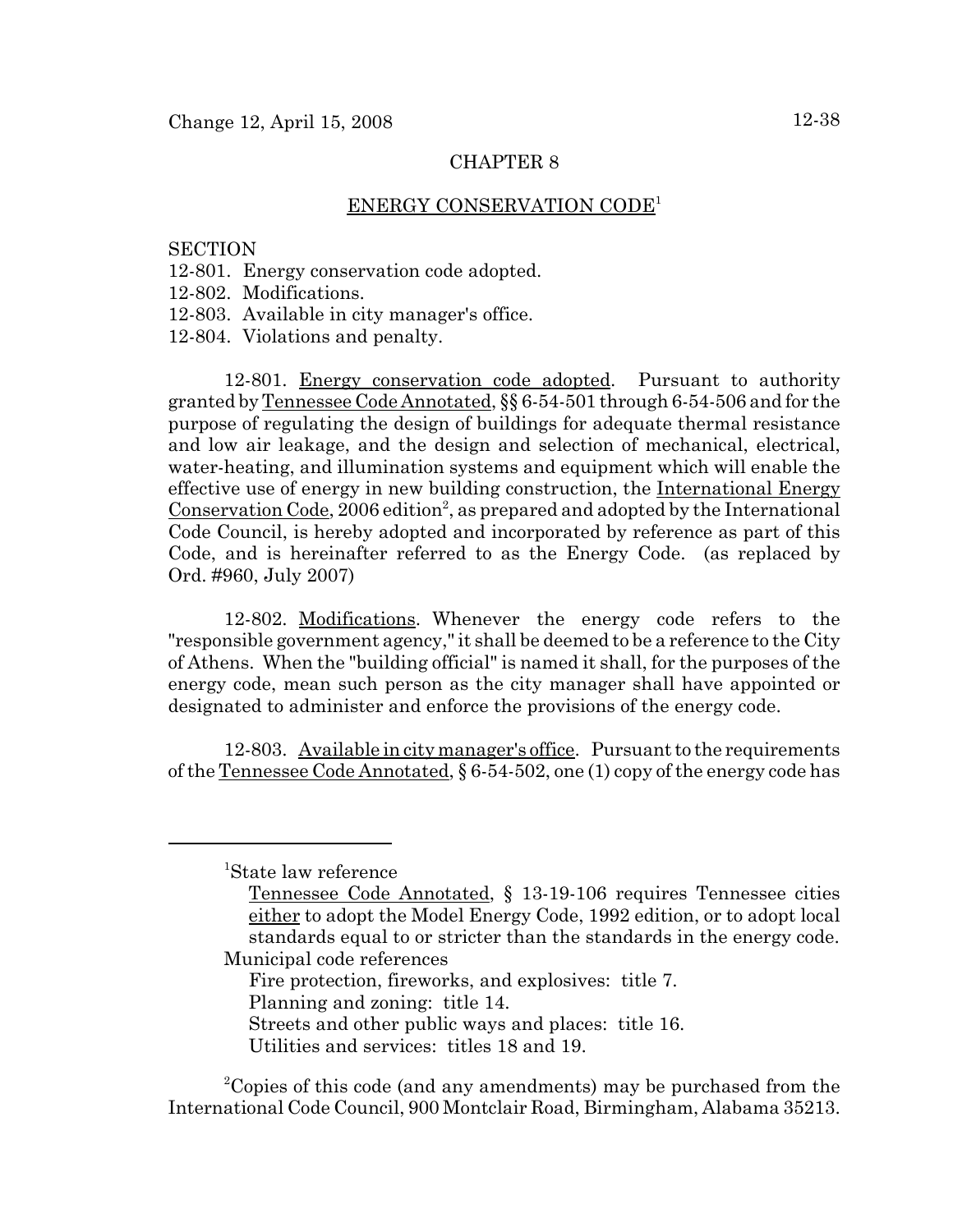## CHAPTER 8

## ENERGY CONSERVATION CODE[1]

SECTION
12-801. Energy conservation code adopted.
12-802. Modifications.
12-803. Available in city manager's office.
12-804. Violations and penalty.

12-801. Energy conservation code adopted. Pursuant to authority granted by Tennessee Code Annotated, §§ 6-54-501 through 6-54-506 and for the purpose of regulating the design of buildings for adequate thermal resistance and low air leakage, and the design and selection of mechanical, electrical, water-heating, and illumination systems and equipment which will enable the effective use of energy in new building construction, the International Energy Conservation Code, 2006 edition[2], as prepared and adopted by the International Code Council, is hereby adopted and incorporated by reference as part of this Code, and is hereinafter referred to as the Energy Code. (as replaced by Ord. #960, July 2007)

12-802. Modifications. Whenever the energy code refers to the "responsible government agency," it shall be deemed to be a reference to the City of Athens. When the "building official" is named it shall, for the purposes of the energy code, mean such person as the city manager shall have appointed or designated to administer and enforce the provisions of the energy code.

12-803. Available in city manager's office. Pursuant to the requirements of the Tennessee Code Annotated, § 6-54-502, one (1) copy of the energy code has

---

[1]State law reference
Tennessee Code Annotated, § 13-19-106 requires Tennessee cities either to adopt the Model Energy Code, 1992 edition, or to adopt local standards equal to or stricter than the standards in the energy code.
Municipal code references
Fire protection, fireworks, and explosives: title 7.
Planning and zoning: title 14.
Streets and other public ways and places: title 16.
Utilities and services: titles 18 and 19.

[2]Copies of this code (and any amendments) may be purchased from the International Code Council, 900 Montclair Road, Birmingham, Alabama 35213.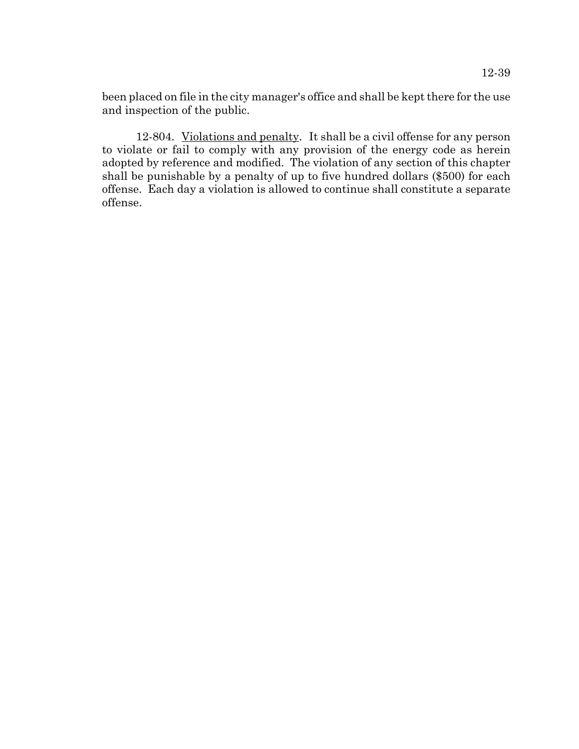been placed on file in the city manager's office and shall be kept there for the use and inspection of the public.

12-804. Violations and penalty. It shall be a civil offense for any person to violate or fail to comply with any provision of the energy code as herein adopted by reference and modified. The violation of any section of this chapter shall be punishable by a penalty of up to five hundred dollars ($500) for each offense. Each day a violation is allowed to continue shall constitute a separate offense.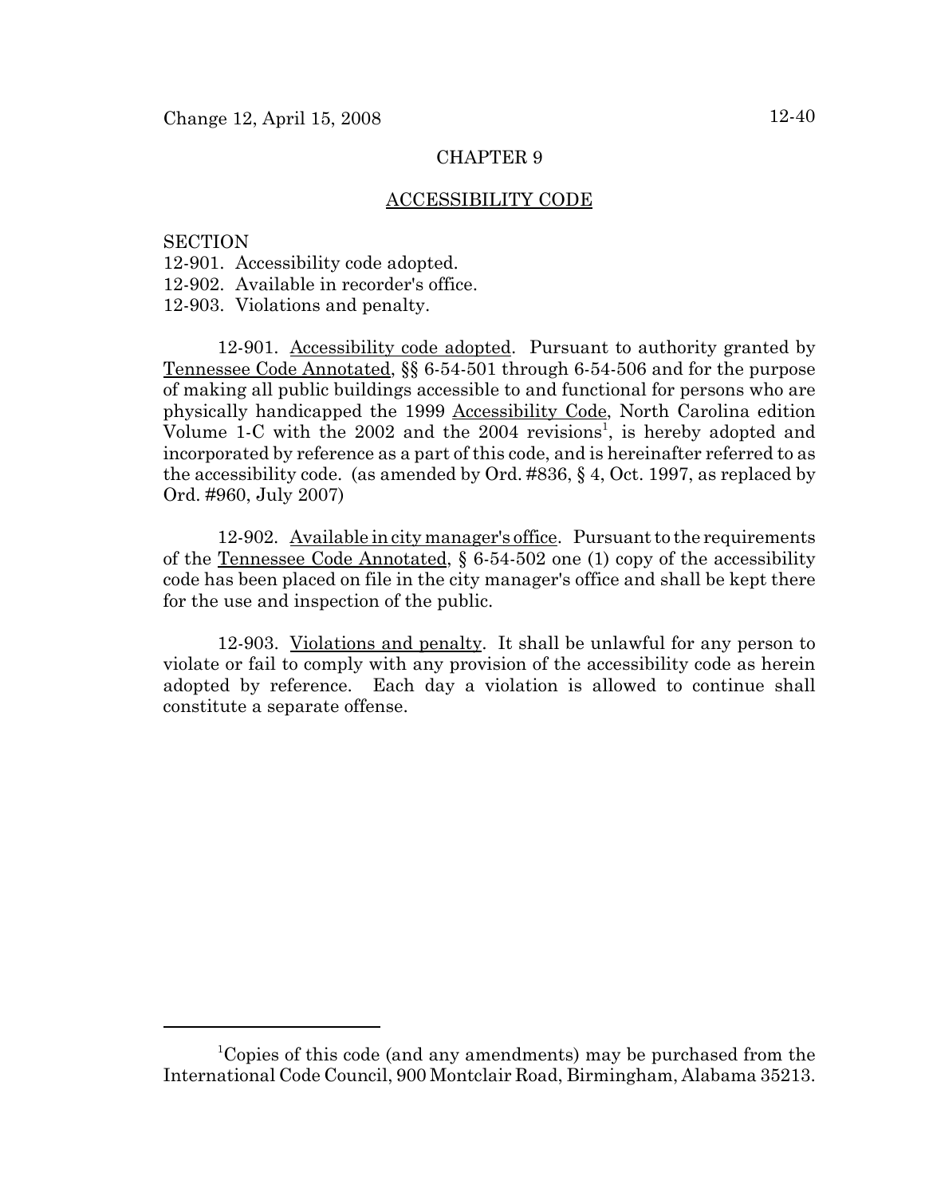# CHAPTER 9

## ACCESSIBILITY CODE

SECTION
12-901. Accessibility code adopted.
12-902. Available in recorder's office.
12-903. Violations and penalty.

12-901. Accessibility code adopted. Pursuant to authority granted by Tennessee Code Annotated, §§ 6-54-501 through 6-54-506 and for the purpose of making all public buildings accessible to and functional for persons who are physically handicapped the 1999 Accessibility Code, North Carolina edition Volume 1-C with the 2002 and the 2004 revisions[1], is hereby adopted and incorporated by reference as a part of this code, and is hereinafter referred to as the accessibility code. (as amended by Ord. #836, § 4, Oct. 1997, as replaced by Ord. #960, July 2007)

12-902. Available in city manager's office. Pursuant to the requirements of the Tennessee Code Annotated, § 6-54-502 one (1) copy of the accessibility code has been placed on file in the city manager's office and shall be kept there for the use and inspection of the public.

12-903. Violations and penalty. It shall be unlawful for any person to violate or fail to comply with any provision of the accessibility code as herein adopted by reference. Each day a violation is allowed to continue shall constitute a separate offense.

---

[1]Copies of this code (and any amendments) may be purchased from the International Code Council, 900 Montclair Road, Birmingham, Alabama 35213.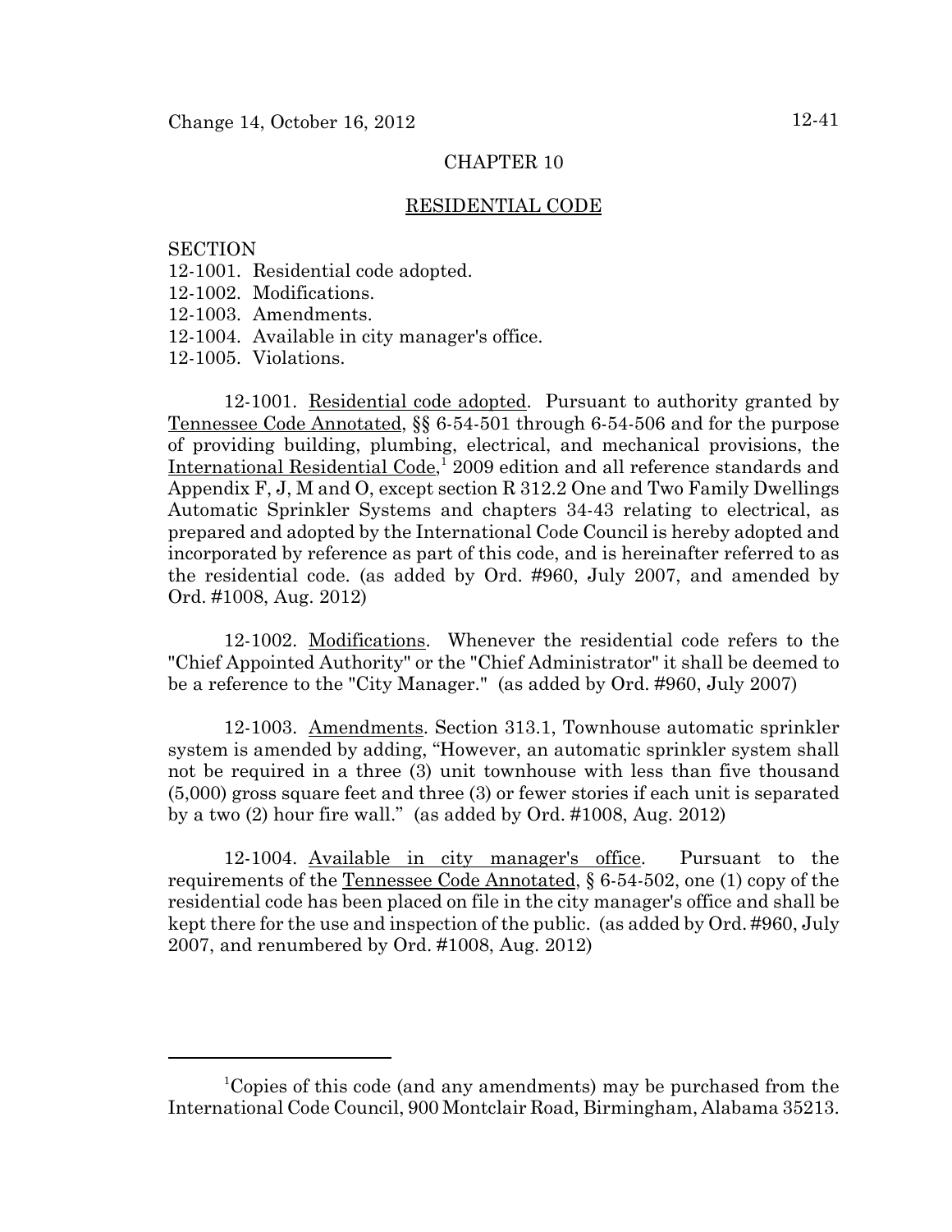## CHAPTER 10

## RESIDENTIAL CODE

SECTION
12-1001. Residential code adopted.
12-1002. Modifications.
12-1003. Amendments.
12-1004. Available in city manager's office.
12-1005. Violations.

12-1001. Residential code adopted. Pursuant to authority granted by Tennessee Code Annotated, §§ 6-54-501 through 6-54-506 and for the purpose of providing building, plumbing, electrical, and mechanical provisions, the International Residential Code,[1] 2009 edition and all reference standards and Appendix F, J, M and O, except section R 312.2 One and Two Family Dwellings Automatic Sprinkler Systems and chapters 34-43 relating to electrical, as prepared and adopted by the International Code Council is hereby adopted and incorporated by reference as part of this code, and is hereinafter referred to as the residential code. (as added by Ord. #960, July 2007, and amended by Ord. #1008, Aug. 2012)

12-1002. Modifications. Whenever the residential code refers to the "Chief Appointed Authority" or the "Chief Administrator" it shall be deemed to be a reference to the "City Manager." (as added by Ord. #960, July 2007)

12-1003. Amendments. Section 313.1, Townhouse automatic sprinkler system is amended by adding, "However, an automatic sprinkler system shall not be required in a three (3) unit townhouse with less than five thousand (5,000) gross square feet and three (3) or fewer stories if each unit is separated by a two (2) hour fire wall." (as added by Ord. #1008, Aug. 2012)

12-1004. Available in city manager's office. Pursuant to the requirements of the Tennessee Code Annotated, § 6-54-502, one (1) copy of the residential code has been placed on file in the city manager's office and shall be kept there for the use and inspection of the public. (as added by Ord. #960, July 2007, and renumbered by Ord. #1008, Aug. 2012)

---

[1] Copies of this code (and any amendments) may be purchased from the International Code Council, 900 Montclair Road, Birmingham, Alabama 35213.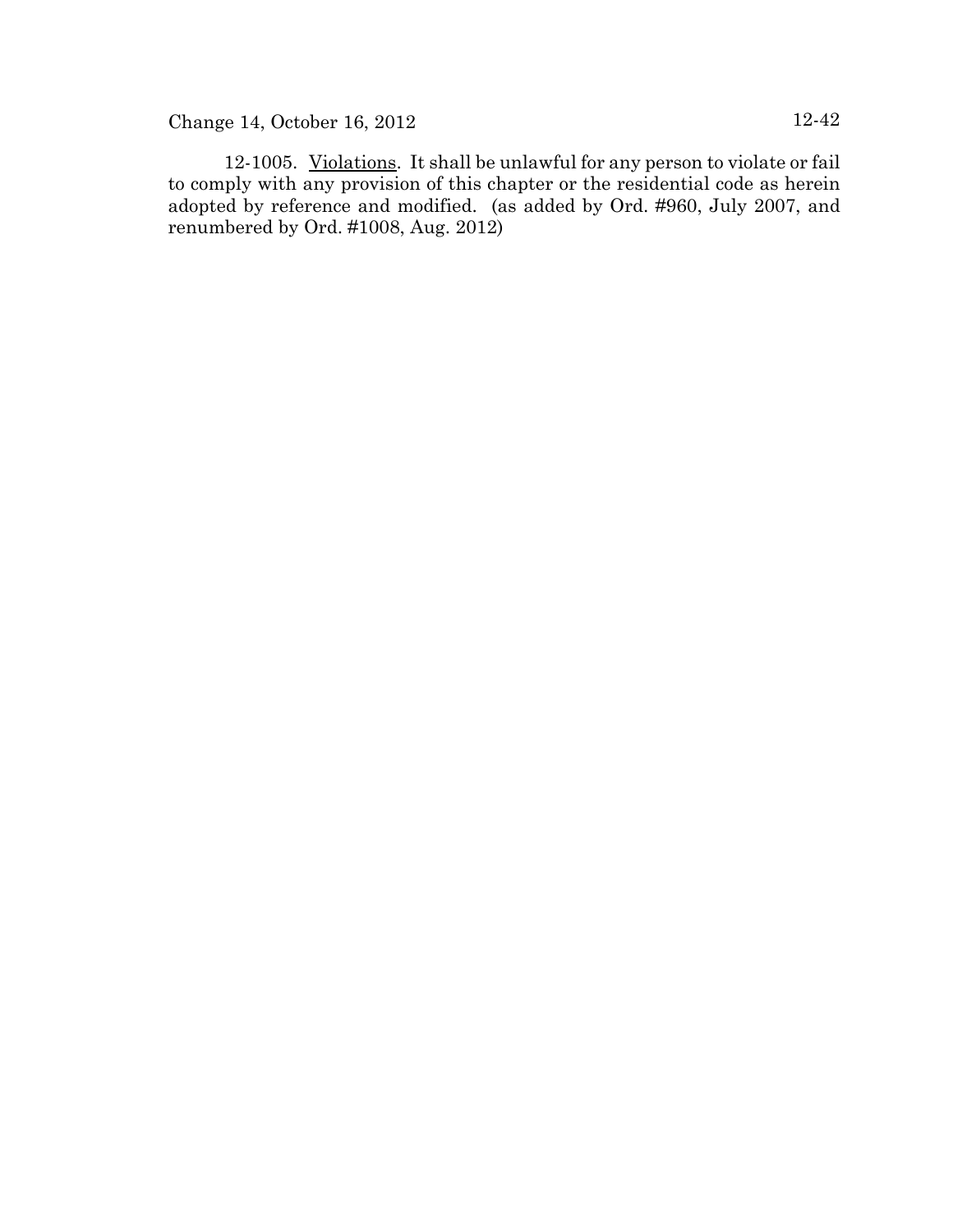12-1005. Violations. It shall be unlawful for any person to violate or fail to comply with any provision of this chapter or the residential code as herein adopted by reference and modified. (as added by Ord. #960, July 2007, and renumbered by Ord. #1008, Aug. 2012)